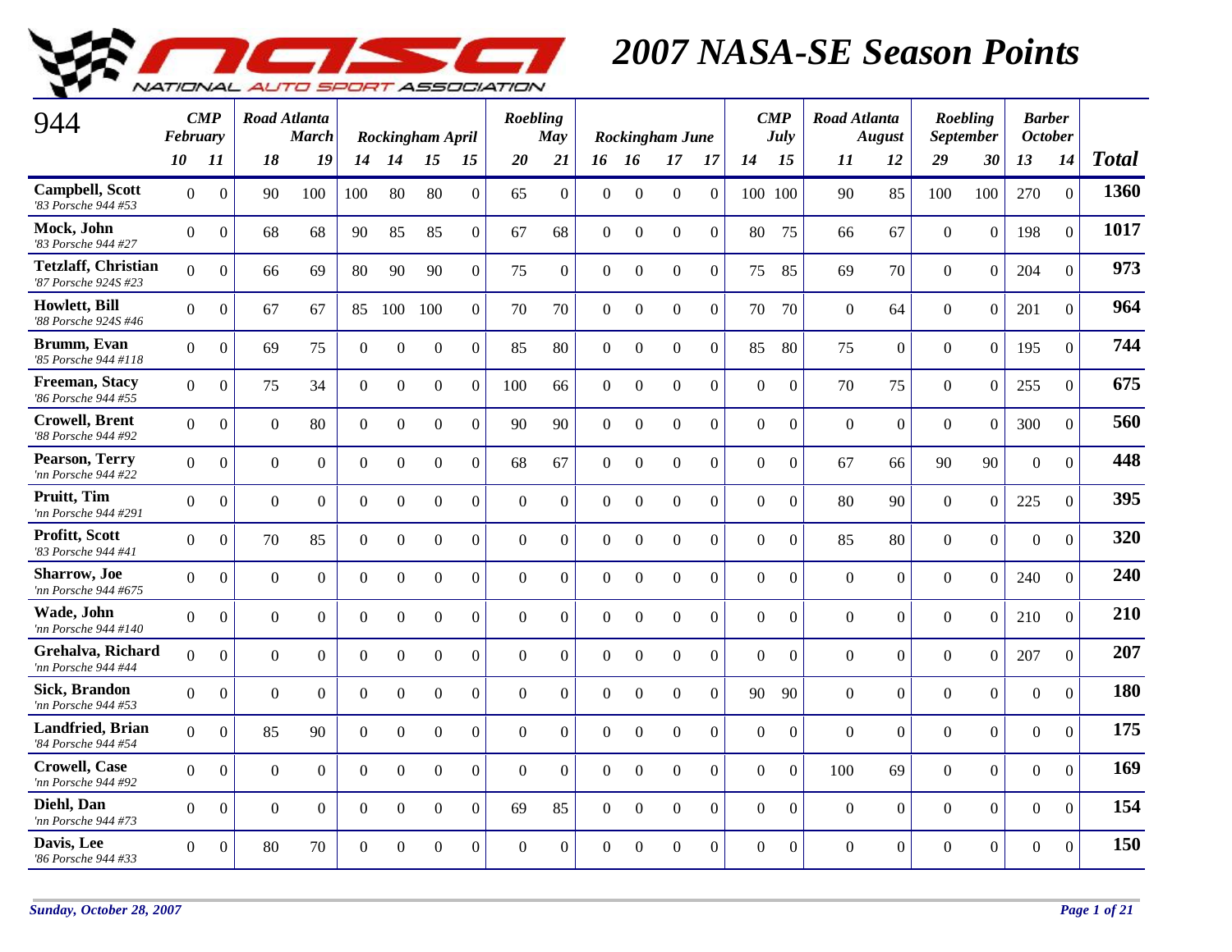# 2007 NASA-SE Season Points

NATIONAL AUTO SPORT ASSOCIATION

| 944 | CMP February | | Road Atlanta March | | Rockingham April | | | | Roebling May | | Rockingham June | | | | CMP July | | Road Atlanta August | | Roebling September | | Barber October | | |
|---|---|---|---|---|---|---|---|---|---|---|---|---|---|---|---|---|---|---|---|---|---|---|---|
| | 10 | 11 | 18 | 19 | 14 | 14 | 15 | 15 | 20 | 21 | 16 | 16 | 17 | 17 | 14 | 15 | 11 | 12 | 29 | 30 | 13 | 14 | **Total** |
| **Campbell, Scott** *'83 Porsche 944 #53* | 0 | 0 | 90 | 100 | 100 | 80 | 80 | 0 | 65 | 0 | 0 | 0 | 0 | 0 | 100 | 100 | 90 | 85 | 100 | 100 | 270 | 0 | **1360** |
| **Mock, John** *'83 Porsche 944 #27* | 0 | 0 | 68 | 68 | 90 | 85 | 85 | 0 | 67 | 68 | 0 | 0 | 0 | 0 | 80 | 75 | 66 | 67 | 0 | 0 | 198 | 0 | **1017** |
| **Tetzlaff, Christian** *'87 Porsche 924S #23* | 0 | 0 | 66 | 69 | 80 | 90 | 90 | 0 | 75 | 0 | 0 | 0 | 0 | 0 | 75 | 85 | 69 | 70 | 0 | 0 | 204 | 0 | **973** |
| **Howlett, Bill** *'88 Porsche 924S #46* | 0 | 0 | 67 | 67 | 85 | 100 | 100 | 0 | 70 | 70 | 0 | 0 | 0 | 0 | 70 | 70 | 0 | 64 | 0 | 0 | 201 | 0 | **964** |
| **Brumm, Evan** *'85 Porsche 944 #118* | 0 | 0 | 69 | 75 | 0 | 0 | 0 | 0 | 85 | 80 | 0 | 0 | 0 | 0 | 85 | 80 | 75 | 0 | 0 | 0 | 195 | 0 | **744** |
| **Freeman, Stacy** *'86 Porsche 944 #55* | 0 | 0 | 75 | 34 | 0 | 0 | 0 | 0 | 100 | 66 | 0 | 0 | 0 | 0 | 0 | 0 | 70 | 75 | 0 | 0 | 255 | 0 | **675** |
| **Crowell, Brent** *'88 Porsche 944 #92* | 0 | 0 | 0 | 80 | 0 | 0 | 0 | 0 | 90 | 90 | 0 | 0 | 0 | 0 | 0 | 0 | 0 | 0 | 0 | 0 | 300 | 0 | **560** |
| **Pearson, Terry** *'nn Porsche 944 #22* | 0 | 0 | 0 | 0 | 0 | 0 | 0 | 0 | 68 | 67 | 0 | 0 | 0 | 0 | 0 | 0 | 67 | 66 | 90 | 90 | 0 | 0 | **448** |
| **Pruitt, Tim** *'nn Porsche 944 #291* | 0 | 0 | 0 | 0 | 0 | 0 | 0 | 0 | 0 | 0 | 0 | 0 | 0 | 0 | 0 | 0 | 80 | 90 | 0 | 0 | 225 | 0 | **395** |
| **Profitt, Scott** *'83 Porsche 944 #41* | 0 | 0 | 70 | 85 | 0 | 0 | 0 | 0 | 0 | 0 | 0 | 0 | 0 | 0 | 0 | 0 | 85 | 80 | 0 | 0 | 0 | 0 | **320** |
| **Sharrow, Joe** *'nn Porsche 944 #675* | 0 | 0 | 0 | 0 | 0 | 0 | 0 | 0 | 0 | 0 | 0 | 0 | 0 | 0 | 0 | 0 | 0 | 0 | 0 | 0 | 240 | 0 | **240** |
| **Wade, John** *'nn Porsche 944 #140* | 0 | 0 | 0 | 0 | 0 | 0 | 0 | 0 | 0 | 0 | 0 | 0 | 0 | 0 | 0 | 0 | 0 | 0 | 0 | 0 | 210 | 0 | **210** |
| **Grehalva, Richard** *'nn Porsche 944 #44* | 0 | 0 | 0 | 0 | 0 | 0 | 0 | 0 | 0 | 0 | 0 | 0 | 0 | 0 | 0 | 0 | 0 | 0 | 0 | 0 | 207 | 0 | **207** |
| **Sick, Brandon** *'nn Porsche 944 #53* | 0 | 0 | 0 | 0 | 0 | 0 | 0 | 0 | 0 | 0 | 0 | 0 | 0 | 0 | 90 | 90 | 0 | 0 | 0 | 0 | 0 | 0 | **180** |
| **Landfried, Brian** *'84 Porsche 944 #54* | 0 | 0 | 85 | 90 | 0 | 0 | 0 | 0 | 0 | 0 | 0 | 0 | 0 | 0 | 0 | 0 | 0 | 0 | 0 | 0 | 0 | 0 | **175** |
| **Crowell, Case** *'nn Porsche 944 #92* | 0 | 0 | 0 | 0 | 0 | 0 | 0 | 0 | 0 | 0 | 0 | 0 | 0 | 0 | 0 | 0 | 100 | 69 | 0 | 0 | 0 | 0 | **169** |
| **Diehl, Dan** *'nn Porsche 944 #73* | 0 | 0 | 0 | 0 | 0 | 0 | 0 | 0 | 69 | 85 | 0 | 0 | 0 | 0 | 0 | 0 | 0 | 0 | 0 | 0 | 0 | 0 | **154** |
| **Davis, Lee** *'86 Porsche 944 #33* | 0 | 0 | 80 | 70 | 0 | 0 | 0 | 0 | 0 | 0 | 0 | 0 | 0 | 0 | 0 | 0 | 0 | 0 | 0 | 0 | 0 | 0 | **150** |

*Sunday, October 28, 2007*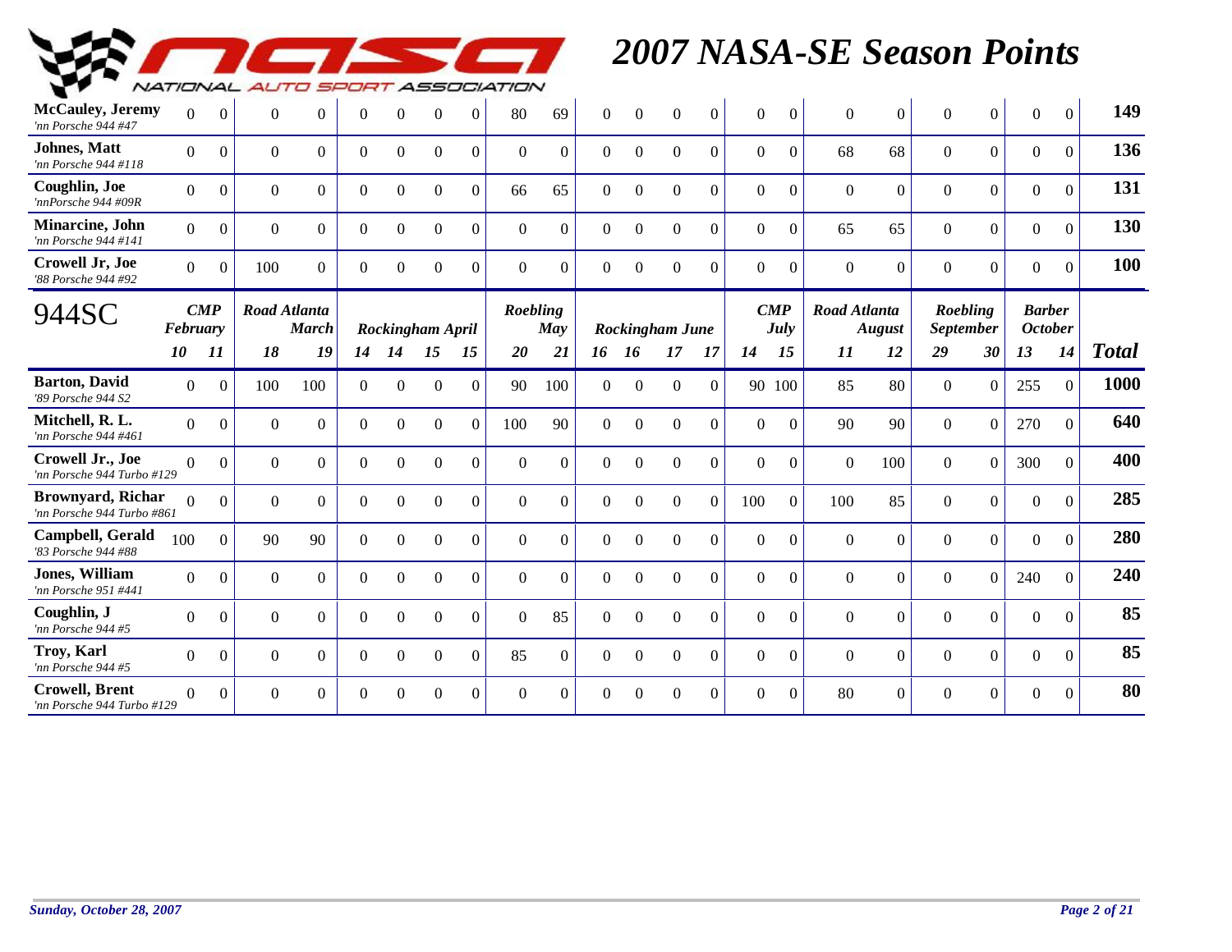# 2007 NASA-SE Season Points

| Driver | CMP February 10 | 11 | Road Atlanta March 18 | 19 | Rockingham April 14 | 14 | 15 | 15 | Roebling May 20 | 21 | Rockingham June 16 | 16 | 17 | 17 | CMP July 14 | 15 | Road Atlanta August 11 | 12 | Roebling September 29 | 30 | Barber October 13 | 14 | Total |
|---|---|---|---|---|---|---|---|---|---|---|---|---|---|---|---|---|---|---|---|---|---|---|---|
| **McCauley, Jeremy** *'nn Porsche 944 #47* | 0 | 0 | 0 | 0 | 0 | 0 | 0 | 0 | 80 | 69 | 0 | 0 | 0 | 0 | 0 | 0 | 0 | 0 | 0 | 0 | 0 | 0 | **149** |
| **Johnes, Matt** *'nn Porsche 944 #118* | 0 | 0 | 0 | 0 | 0 | 0 | 0 | 0 | 0 | 0 | 0 | 0 | 0 | 0 | 0 | 0 | 68 | 68 | 0 | 0 | 0 | 0 | **136** |
| **Coughlin, Joe** *'nnPorsche 944 #09R* | 0 | 0 | 0 | 0 | 0 | 0 | 0 | 0 | 66 | 65 | 0 | 0 | 0 | 0 | 0 | 0 | 0 | 0 | 0 | 0 | 0 | 0 | **131** |
| **Minarcine, John** *'nn Porsche 944 #141* | 0 | 0 | 0 | 0 | 0 | 0 | 0 | 0 | 0 | 0 | 0 | 0 | 0 | 0 | 0 | 0 | 65 | 65 | 0 | 0 | 0 | 0 | **130** |
| **Crowell Jr, Joe** *'88 Porsche 944 #92* | 0 | 0 | 100 | 0 | 0 | 0 | 0 | 0 | 0 | 0 | 0 | 0 | 0 | 0 | 0 | 0 | 0 | 0 | 0 | 0 | 0 | 0 | **100** |

## 944SC

| 944SC | CMP February 10 | 11 | Road Atlanta March 18 | 19 | Rockingham April 14 | 14 | 15 | 15 | Roebling May 20 | 21 | Rockingham June 16 | 16 | 17 | 17 | CMP July 14 | 15 | Road Atlanta August 11 | 12 | Roebling September 29 | 30 | Barber October 13 | 14 | Total |
|---|---|---|---|---|---|---|---|---|---|---|---|---|---|---|---|---|---|---|---|---|---|---|---|
| **Barton, David** *'89 Porsche 944 S2* | 0 | 0 | 100 | 100 | 0 | 0 | 0 | 0 | 90 | 100 | 0 | 0 | 0 | 0 | 90 | 100 | 85 | 80 | 0 | 0 | 255 | 0 | **1000** |
| **Mitchell, R. L.** *'nn Porsche 944 #461* | 0 | 0 | 0 | 0 | 0 | 0 | 0 | 0 | 100 | 90 | 0 | 0 | 0 | 0 | 0 | 0 | 90 | 90 | 0 | 0 | 270 | 0 | **640** |
| **Crowell Jr., Joe** *'nn Porsche 944 Turbo #129* | 0 | 0 | 0 | 0 | 0 | 0 | 0 | 0 | 0 | 0 | 0 | 0 | 0 | 0 | 0 | 0 | 0 | 100 | 0 | 0 | 300 | 0 | **400** |
| **Brownyard, Richar** *'nn Porsche 944 Turbo #861* | 0 | 0 | 0 | 0 | 0 | 0 | 0 | 0 | 0 | 0 | 0 | 0 | 0 | 0 | 100 | 0 | 100 | 85 | 0 | 0 | 0 | 0 | **285** |
| **Campbell, Gerald** *'83 Porsche 944 #88* | 100 | 0 | 90 | 90 | 0 | 0 | 0 | 0 | 0 | 0 | 0 | 0 | 0 | 0 | 0 | 0 | 0 | 0 | 0 | 0 | 0 | 0 | **280** |
| **Jones, William** *'nn Porsche 951 #441* | 0 | 0 | 0 | 0 | 0 | 0 | 0 | 0 | 0 | 0 | 0 | 0 | 0 | 0 | 0 | 0 | 0 | 0 | 0 | 0 | 240 | 0 | **240** |
| **Coughlin, J** *'nn Porsche 944 #5* | 0 | 0 | 0 | 0 | 0 | 0 | 0 | 0 | 0 | 85 | 0 | 0 | 0 | 0 | 0 | 0 | 0 | 0 | 0 | 0 | 0 | 0 | **85** |
| **Troy, Karl** *'nn Porsche 944 #5* | 0 | 0 | 0 | 0 | 0 | 0 | 0 | 0 | 85 | 0 | 0 | 0 | 0 | 0 | 0 | 0 | 0 | 0 | 0 | 0 | 0 | 0 | **85** |
| **Crowell, Brent** *'nn Porsche 944 Turbo #129* | 0 | 0 | 0 | 0 | 0 | 0 | 0 | 0 | 0 | 0 | 0 | 0 | 0 | 0 | 0 | 0 | 80 | 0 | 0 | 0 | 0 | 0 | **80** |

*Sunday, October 28, 2007*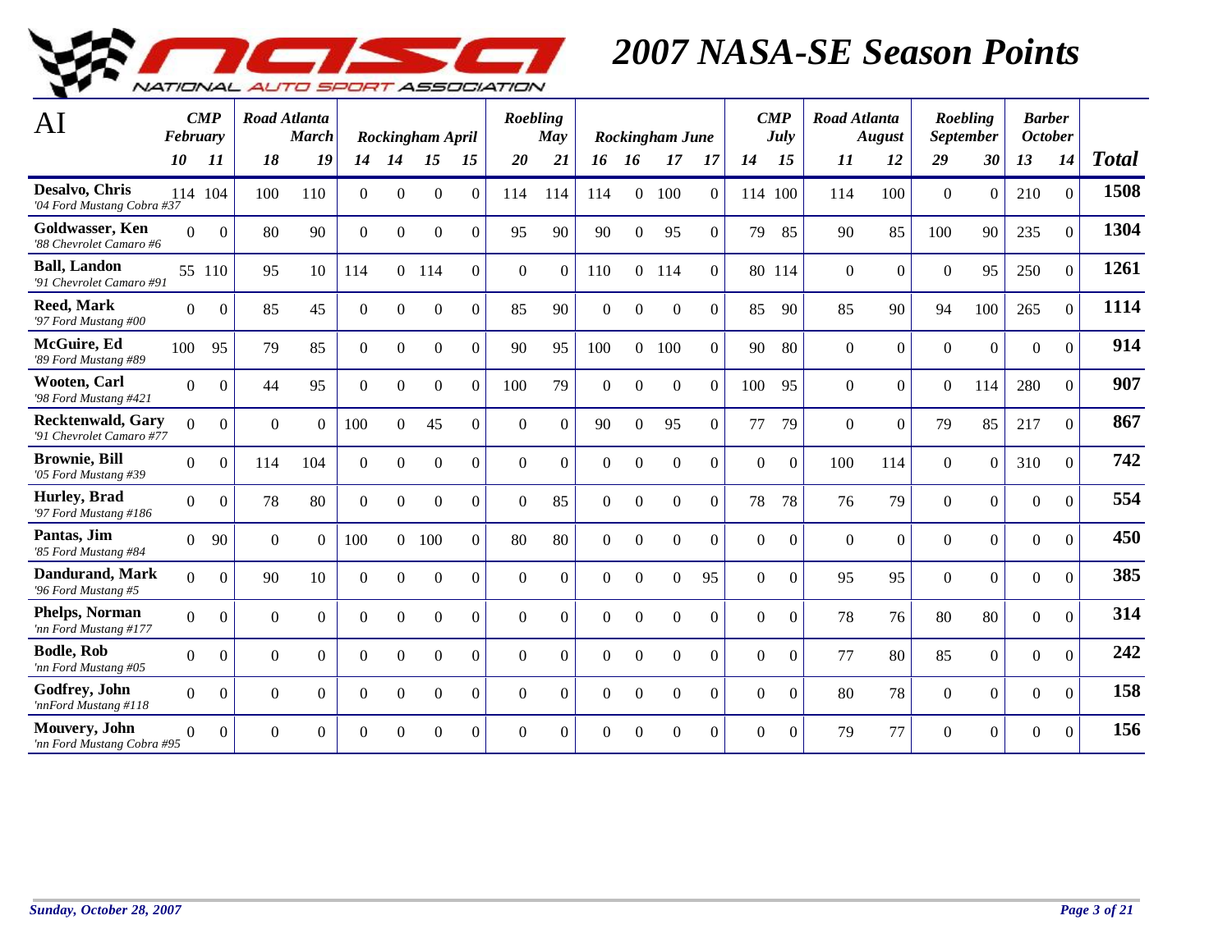# 2007 NASA-SE Season Points

| AI | CMP February | | Road Atlanta March | | Rockingham April | | | | Roebling May | | Rockingham June | | | | CMP July | | Road Atlanta August | | Roebling September | | Barber October | | Total |
|---|---|---|---|---|---|---|---|---|---|---|---|---|---|---|---|---|---|---|---|---|---|---|---|
| | 10 | 11 | 18 | 19 | 14 | 14 | 15 | 15 | 20 | 21 | 16 | 16 | 17 | 17 | 14 | 15 | 11 | 12 | 29 | 30 | 13 | 14 | |
| **Desalvo, Chris** *'04 Ford Mustang Cobra #37* | 114 | 104 | 100 | 110 | 0 | 0 | 0 | 0 | 114 | 114 | 114 | 0 | 100 | 0 | 114 | 100 | 114 | 100 | 0 | 0 | 210 | 0 | **1508** |
| **Goldwasser, Ken** *'88 Chevrolet Camaro #6* | 0 | 0 | 80 | 90 | 0 | 0 | 0 | 0 | 95 | 90 | 90 | 0 | 95 | 0 | 79 | 85 | 90 | 85 | 100 | 90 | 235 | 0 | **1304** |
| **Ball, Landon** *'91 Chevrolet Camaro #91* | 55 | 110 | 95 | 10 | 114 | 0 | 114 | 0 | 0 | 0 | 110 | 0 | 114 | 0 | 80 | 114 | 0 | 0 | 0 | 95 | 250 | 0 | **1261** |
| **Reed, Mark** *'97 Ford Mustang #00* | 0 | 0 | 85 | 45 | 0 | 0 | 0 | 0 | 85 | 90 | 0 | 0 | 0 | 0 | 85 | 90 | 85 | 90 | 94 | 100 | 265 | 0 | **1114** |
| **McGuire, Ed** *'89 Ford Mustang #89* | 100 | 95 | 79 | 85 | 0 | 0 | 0 | 0 | 90 | 95 | 100 | 0 | 100 | 0 | 90 | 80 | 0 | 0 | 0 | 0 | 0 | 0 | **914** |
| **Wooten, Carl** *'98 Ford Mustang #421* | 0 | 0 | 44 | 95 | 0 | 0 | 0 | 0 | 100 | 79 | 0 | 0 | 0 | 0 | 100 | 95 | 0 | 0 | 0 | 114 | 280 | 0 | **907** |
| **Recktenwald, Gary** *'91 Chevrolet Camaro #77* | 0 | 0 | 0 | 0 | 100 | 0 | 45 | 0 | 0 | 0 | 90 | 0 | 95 | 0 | 77 | 79 | 0 | 0 | 79 | 85 | 217 | 0 | **867** |
| **Brownie, Bill** *'05 Ford Mustang #39* | 0 | 0 | 114 | 104 | 0 | 0 | 0 | 0 | 0 | 0 | 0 | 0 | 0 | 0 | 0 | 0 | 100 | 114 | 0 | 0 | 310 | 0 | **742** |
| **Hurley, Brad** *'97 Ford Mustang #186* | 0 | 0 | 78 | 80 | 0 | 0 | 0 | 0 | 0 | 85 | 0 | 0 | 0 | 0 | 78 | 78 | 76 | 79 | 0 | 0 | 0 | 0 | **554** |
| **Pantas, Jim** *'85 Ford Mustang #84* | 0 | 90 | 0 | 0 | 100 | 0 | 100 | 0 | 80 | 80 | 0 | 0 | 0 | 0 | 0 | 0 | 0 | 0 | 0 | 0 | 0 | 0 | **450** |
| **Dandurand, Mark** *'96 Ford Mustang #5* | 0 | 0 | 90 | 10 | 0 | 0 | 0 | 0 | 0 | 0 | 0 | 0 | 0 | 95 | 0 | 0 | 95 | 95 | 0 | 0 | 0 | 0 | **385** |
| **Phelps, Norman** *'nn Ford Mustang #177* | 0 | 0 | 0 | 0 | 0 | 0 | 0 | 0 | 0 | 0 | 0 | 0 | 0 | 0 | 0 | 0 | 78 | 76 | 80 | 80 | 0 | 0 | **314** |
| **Bodle, Rob** *'nn Ford Mustang #05* | 0 | 0 | 0 | 0 | 0 | 0 | 0 | 0 | 0 | 0 | 0 | 0 | 0 | 0 | 0 | 0 | 77 | 80 | 85 | 0 | 0 | 0 | **242** |
| **Godfrey, John** *'nnFord Mustang #118* | 0 | 0 | 0 | 0 | 0 | 0 | 0 | 0 | 0 | 0 | 0 | 0 | 0 | 0 | 0 | 0 | 80 | 78 | 0 | 0 | 0 | 0 | **158** |
| **Mouvery, John** *'nn Ford Mustang Cobra #95* | 0 | 0 | 0 | 0 | 0 | 0 | 0 | 0 | 0 | 0 | 0 | 0 | 0 | 0 | 0 | 0 | 79 | 77 | 0 | 0 | 0 | 0 | **156** |

*Sunday, October 28, 2007*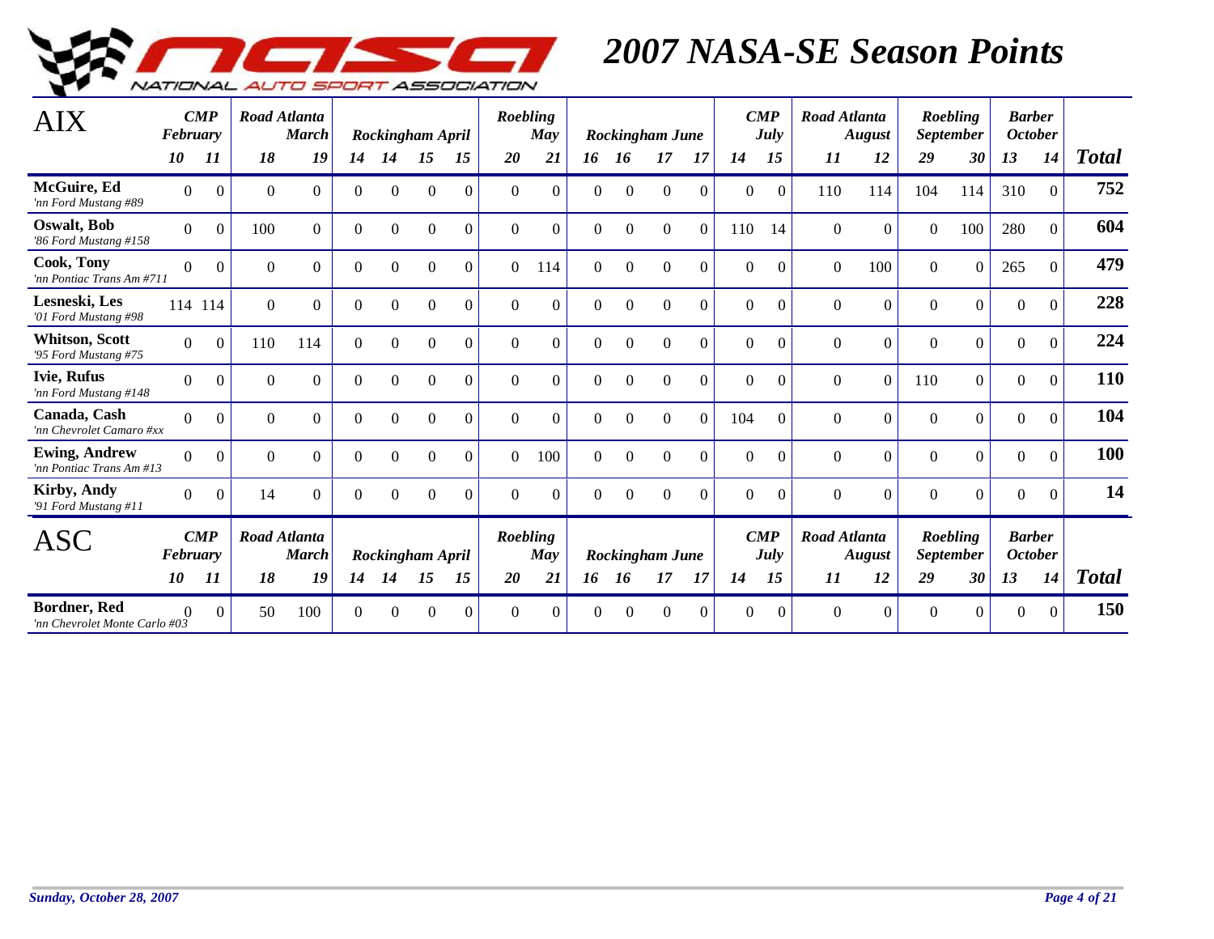# 2007 NASA-SE Season Points

| AIX | CMP February | | Road Atlanta March | | Rockingham April | | | | Roebling May | | Rockingham June | | | | CMP July | | Road Atlanta August | | Roebling September | | Barber October | | |
|---|---|---|---|---|---|---|---|---|---|---|---|---|---|---|---|---|---|---|---|---|---|---|---|
| | 10 | 11 | 18 | 19 | 14 | 14 | 15 | 15 | 20 | 21 | 16 | 16 | 17 | 17 | 14 | 15 | 11 | 12 | 29 | 30 | 13 | 14 | Total |
| **McGuire, Ed** 'nn Ford Mustang #89 | 0 | 0 | 0 | 0 | 0 | 0 | 0 | 0 | 0 | 0 | 0 | 0 | 0 | 0 | 0 | 0 | 110 | 114 | 104 | 114 | 310 | 0 | **752** |
| **Oswalt, Bob** '86 Ford Mustang #158 | 0 | 0 | 100 | 0 | 0 | 0 | 0 | 0 | 0 | 0 | 0 | 0 | 0 | 0 | 110 | 14 | 0 | 0 | 0 | 100 | 280 | 0 | **604** |
| **Cook, Tony** 'nn Pontiac Trans Am #711 | 0 | 0 | 0 | 0 | 0 | 0 | 0 | 0 | 0 | 114 | 0 | 0 | 0 | 0 | 0 | 0 | 0 | 100 | 0 | 0 | 265 | 0 | **479** |
| **Lesneski, Les** '01 Ford Mustang #98 | 114 | 114 | 0 | 0 | 0 | 0 | 0 | 0 | 0 | 0 | 0 | 0 | 0 | 0 | 0 | 0 | 0 | 0 | 0 | 0 | 0 | 0 | **228** |
| **Whitson, Scott** '95 Ford Mustang #75 | 0 | 0 | 110 | 114 | 0 | 0 | 0 | 0 | 0 | 0 | 0 | 0 | 0 | 0 | 0 | 0 | 0 | 0 | 0 | 0 | 0 | 0 | **224** |
| **Ivie, Rufus** 'nn Ford Mustang #148 | 0 | 0 | 0 | 0 | 0 | 0 | 0 | 0 | 0 | 0 | 0 | 0 | 0 | 0 | 0 | 0 | 0 | 0 | 110 | 0 | 0 | 0 | **110** |
| **Canada, Cash** 'nn Chevrolet Camaro #xx | 0 | 0 | 0 | 0 | 0 | 0 | 0 | 0 | 0 | 0 | 0 | 0 | 0 | 0 | 104 | 0 | 0 | 0 | 0 | 0 | 0 | 0 | **104** |
| **Ewing, Andrew** 'nn Pontiac Trans Am #13 | 0 | 0 | 0 | 0 | 0 | 0 | 0 | 0 | 0 | 100 | 0 | 0 | 0 | 0 | 0 | 0 | 0 | 0 | 0 | 0 | 0 | 0 | **100** |
| **Kirby, Andy** '91 Ford Mustang #11 | 0 | 0 | 14 | 0 | 0 | 0 | 0 | 0 | 0 | 0 | 0 | 0 | 0 | 0 | 0 | 0 | 0 | 0 | 0 | 0 | 0 | 0 | **14** |

| ASC | CMP February | | Road Atlanta March | | Rockingham April | | | | Roebling May | | Rockingham June | | | | CMP July | | Road Atlanta August | | Roebling September | | Barber October | | |
|---|---|---|---|---|---|---|---|---|---|---|---|---|---|---|---|---|---|---|---|---|---|---|---|
| | 10 | 11 | 18 | 19 | 14 | 14 | 15 | 15 | 20 | 21 | 16 | 16 | 17 | 17 | 14 | 15 | 11 | 12 | 29 | 30 | 13 | 14 | Total |
| **Bordner, Red** 'nn Chevrolet Monte Carlo #03 | 0 | 0 | 50 | 100 | 0 | 0 | 0 | 0 | 0 | 0 | 0 | 0 | 0 | 0 | 0 | 0 | 0 | 0 | 0 | 0 | 0 | 0 | **150** |

*Sunday, October 28, 2007*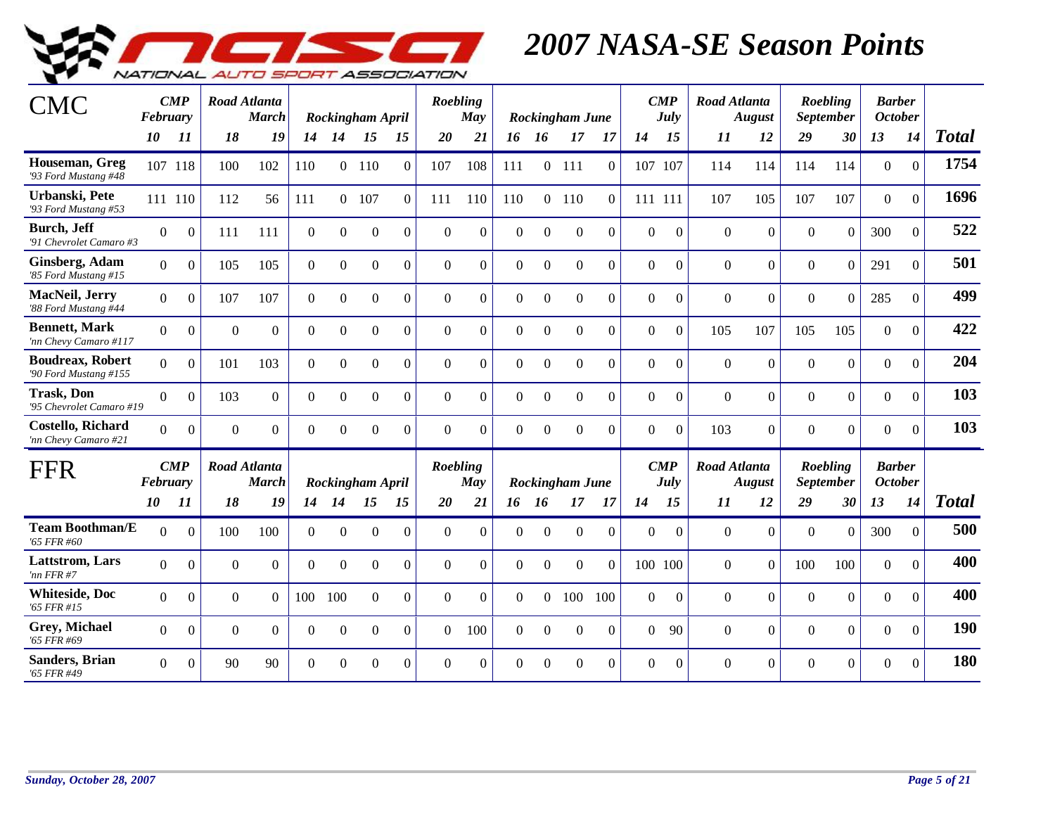# 2007 NASA-SE Season Points

| CMC | CMP February | | Road Atlanta March | | Rockingham April | | | | Roebling May | | Rockingham June | | | | CMP July | | Road Atlanta August | | Roebling September | | Barber October | | |
|---|---|---|---|---|---|---|---|---|---|---|---|---|---|---|---|---|---|---|---|---|---|---|---|
| | 10 | 11 | 18 | 19 | 14 | 14 | 15 | 15 | 20 | 21 | 16 | 16 | 17 | 17 | 14 | 15 | 11 | 12 | 29 | 30 | 13 | 14 | Total |
| **Houseman, Greg** *'93 Ford Mustang #48* | 107 | 118 | 100 | 102 | 110 | 0 | 110 | 0 | 107 | 108 | 111 | 0 | 111 | 0 | 107 | 107 | 114 | 114 | 114 | 114 | 0 | 0 | 1754 |
| **Urbanski, Pete** *'93 Ford Mustang #53* | 111 | 110 | 112 | 56 | 111 | 0 | 107 | 0 | 111 | 110 | 110 | 0 | 110 | 0 | 111 | 111 | 107 | 105 | 107 | 107 | 0 | 0 | 1696 |
| **Burch, Jeff** *'91 Chevrolet Camaro #3* | 0 | 0 | 111 | 111 | 0 | 0 | 0 | 0 | 0 | 0 | 0 | 0 | 0 | 0 | 0 | 0 | 0 | 0 | 0 | 0 | 300 | 0 | 522 |
| **Ginsberg, Adam** *'85 Ford Mustang #15* | 0 | 0 | 105 | 105 | 0 | 0 | 0 | 0 | 0 | 0 | 0 | 0 | 0 | 0 | 0 | 0 | 0 | 0 | 0 | 0 | 291 | 0 | 501 |
| **MacNeil, Jerry** *'88 Ford Mustang #44* | 0 | 0 | 107 | 107 | 0 | 0 | 0 | 0 | 0 | 0 | 0 | 0 | 0 | 0 | 0 | 0 | 0 | 0 | 0 | 0 | 285 | 0 | 499 |
| **Bennett, Mark** *'nn Chevy Camaro #117* | 0 | 0 | 0 | 0 | 0 | 0 | 0 | 0 | 0 | 0 | 0 | 0 | 0 | 0 | 0 | 0 | 105 | 107 | 105 | 105 | 0 | 0 | 422 |
| **Boudreax, Robert** *'90 Ford Mustang #155* | 0 | 0 | 101 | 103 | 0 | 0 | 0 | 0 | 0 | 0 | 0 | 0 | 0 | 0 | 0 | 0 | 0 | 0 | 0 | 0 | 0 | 0 | 204 |
| **Trask, Don** *'95 Chevrolet Camaro #19* | 0 | 0 | 103 | 0 | 0 | 0 | 0 | 0 | 0 | 0 | 0 | 0 | 0 | 0 | 0 | 0 | 0 | 0 | 0 | 0 | 0 | 0 | 103 |
| **Costello, Richard** *'nn Chevy Camaro #21* | 0 | 0 | 0 | 0 | 0 | 0 | 0 | 0 | 0 | 0 | 0 | 0 | 0 | 0 | 0 | 0 | 103 | 0 | 0 | 0 | 0 | 0 | 103 |

| FFR | CMP February | | Road Atlanta March | | Rockingham April | | | | Roebling May | | Rockingham June | | | | CMP July | | Road Atlanta August | | Roebling September | | Barber October | | |
|---|---|---|---|---|---|---|---|---|---|---|---|---|---|---|---|---|---|---|---|---|---|---|---|
| | 10 | 11 | 18 | 19 | 14 | 14 | 15 | 15 | 20 | 21 | 16 | 16 | 17 | 17 | 14 | 15 | 11 | 12 | 29 | 30 | 13 | 14 | Total |
| **Team Boothman/E** *'65 FFR #60* | 0 | 0 | 100 | 100 | 0 | 0 | 0 | 0 | 0 | 0 | 0 | 0 | 0 | 0 | 0 | 0 | 0 | 0 | 0 | 0 | 300 | 0 | 500 |
| **Lattstrom, Lars** *'nn FFR #7* | 0 | 0 | 0 | 0 | 0 | 0 | 0 | 0 | 0 | 0 | 0 | 0 | 0 | 0 | 100 | 100 | 0 | 0 | 100 | 100 | 0 | 0 | 400 |
| **Whiteside, Doc** *'65 FFR #15* | 0 | 0 | 0 | 0 | 100 | 100 | 0 | 0 | 0 | 0 | 0 | 0 | 100 | 100 | 0 | 0 | 0 | 0 | 0 | 0 | 0 | 0 | 400 |
| **Grey, Michael** *'65 FFR #69* | 0 | 0 | 0 | 0 | 0 | 0 | 0 | 0 | 0 | 100 | 0 | 0 | 0 | 0 | 0 | 90 | 0 | 0 | 0 | 0 | 0 | 0 | 190 |
| **Sanders, Brian** *'65 FFR #49* | 0 | 0 | 90 | 90 | 0 | 0 | 0 | 0 | 0 | 0 | 0 | 0 | 0 | 0 | 0 | 0 | 0 | 0 | 0 | 0 | 0 | 0 | 180 |

*Sunday, October 28, 2007*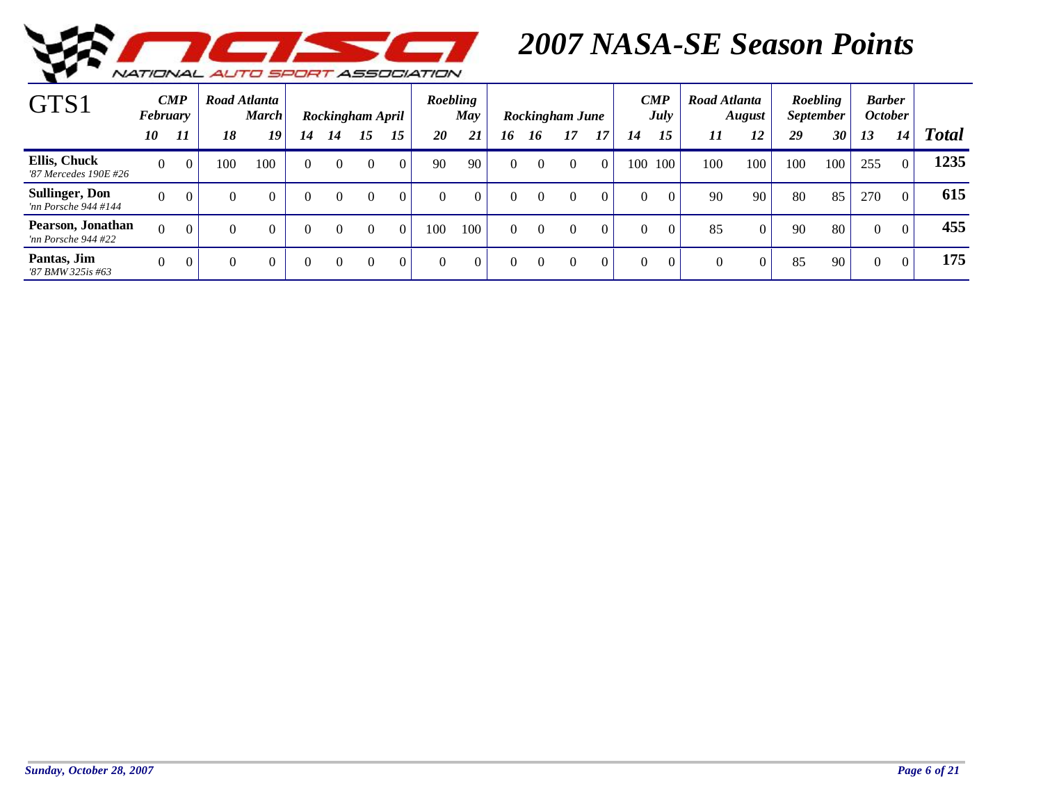# 2007 NASA-SE Season Points

| GTS1 | CMP February | | Road Atlanta March | | Rockingham April | | | | Roebling May | | Rockingham June | | | | CMP July | | Road Atlanta August | | Roebling September | | Barber October | | Total |
|---|---|---|---|---|---|---|---|---|---|---|---|---|---|---|---|---|---|---|---|---|---|---|---|
| | 10 | 11 | 18 | 19 | 14 | 14 | 15 | 15 | 20 | 21 | 16 | 16 | 17 | 17 | 14 | 15 | 11 | 12 | 29 | 30 | 13 | 14 | |
| **Ellis, Chuck** *'87 Mercedes 190E #26* | 0 | 0 | 100 | 100 | 0 | 0 | 0 | 0 | 90 | 90 | 0 | 0 | 0 | 0 | 100 | 100 | 100 | 100 | 100 | 100 | 255 | 0 | **1235** |
| **Sullinger, Don** *'nn Porsche 944 #144* | 0 | 0 | 0 | 0 | 0 | 0 | 0 | 0 | 0 | 0 | 0 | 0 | 0 | 0 | 0 | 0 | 90 | 90 | 80 | 85 | 270 | 0 | **615** |
| **Pearson, Jonathan** *'nn Porsche 944 #22* | 0 | 0 | 0 | 0 | 0 | 0 | 0 | 0 | 100 | 100 | 0 | 0 | 0 | 0 | 0 | 0 | 85 | 0 | 90 | 80 | 0 | 0 | **455** |
| **Pantas, Jim** *'87 BMW 325is #63* | 0 | 0 | 0 | 0 | 0 | 0 | 0 | 0 | 0 | 0 | 0 | 0 | 0 | 0 | 0 | 0 | 0 | 0 | 85 | 90 | 0 | 0 | **175** |

*Sunday, October 28, 2007*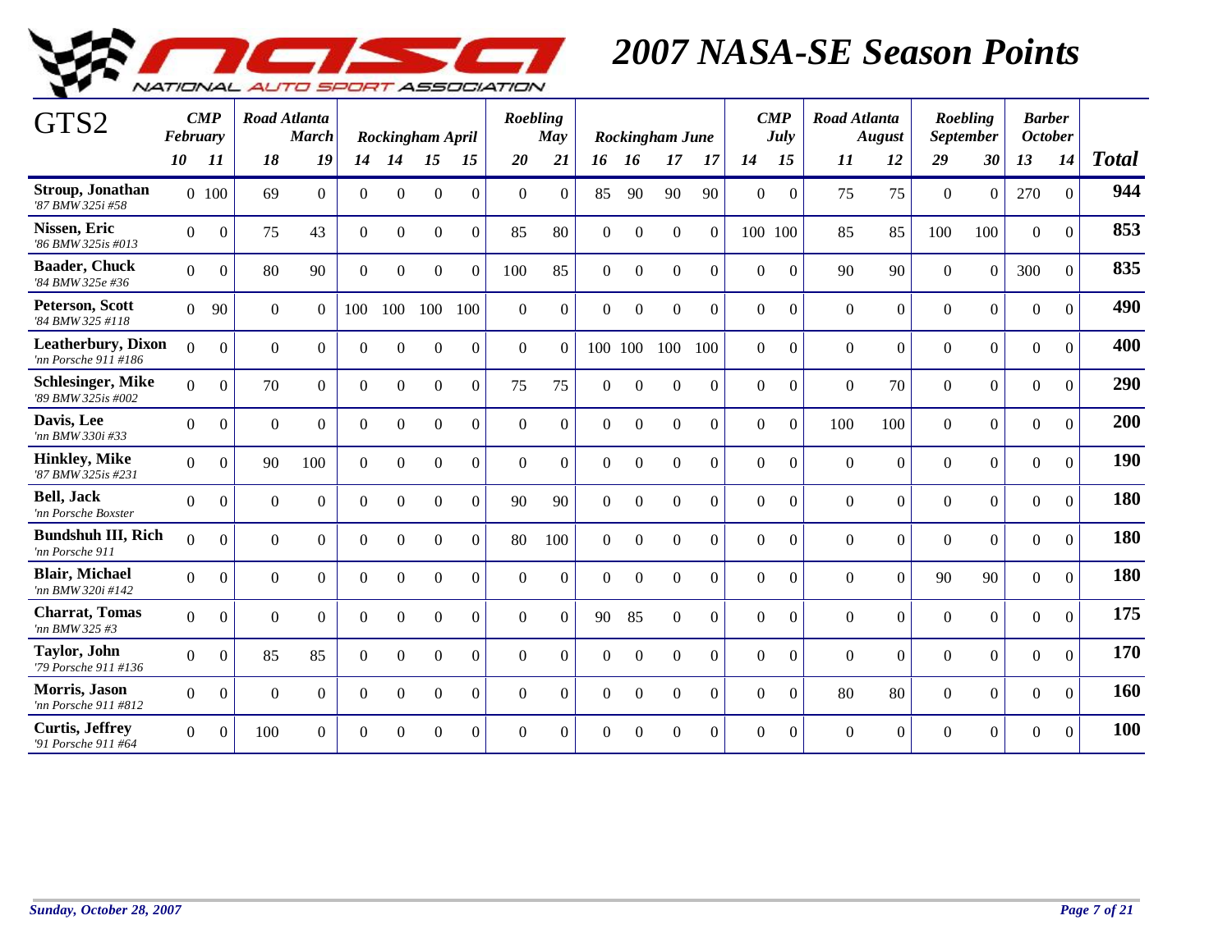# 2007 NASA-SE Season Points

| GTS2 | CMP February | | Road Atlanta March | | Rockingham April | | | | Roebling May | | Rockingham June | | | | CMP July | | Road Atlanta August | | Roebling September | | Barber October | | |
|---|---|---|---|---|---|---|---|---|---|---|---|---|---|---|---|---|---|---|---|---|---|---|---|
| | 10 | 11 | 18 | 19 | 14 | 14 | 15 | 15 | 20 | 21 | 16 | 16 | 17 | 17 | 14 | 15 | 11 | 12 | 29 | 30 | 13 | 14 | Total |
| **Stroup, Jonathan** *'87 BMW 325i #58* | 0 | 100 | 69 | 0 | 0 | 0 | 0 | 0 | 0 | 0 | 85 | 90 | 90 | 90 | 0 | 0 | 75 | 75 | 0 | 0 | 270 | 0 | **944** |
| **Nissen, Eric** *'86 BMW 325is #013* | 0 | 0 | 75 | 43 | 0 | 0 | 0 | 0 | 85 | 80 | 0 | 0 | 0 | 0 | 100 | 100 | 85 | 85 | 100 | 100 | 0 | 0 | **853** |
| **Baader, Chuck** *'84 BMW 325e #36* | 0 | 0 | 80 | 90 | 0 | 0 | 0 | 0 | 100 | 85 | 0 | 0 | 0 | 0 | 0 | 0 | 90 | 90 | 0 | 0 | 300 | 0 | **835** |
| **Peterson, Scott** *'84 BMW 325 #118* | 0 | 90 | 0 | 0 | 100 | 100 | 100 | 100 | 0 | 0 | 0 | 0 | 0 | 0 | 0 | 0 | 0 | 0 | 0 | 0 | 0 | 0 | **490** |
| **Leatherbury, Dixon** *'nn Porsche 911 #186* | 0 | 0 | 0 | 0 | 0 | 0 | 0 | 0 | 0 | 0 | 100 | 100 | 100 | 100 | 0 | 0 | 0 | 0 | 0 | 0 | 0 | 0 | **400** |
| **Schlesinger, Mike** *'89 BMW 325is #002* | 0 | 0 | 70 | 0 | 0 | 0 | 0 | 0 | 75 | 75 | 0 | 0 | 0 | 0 | 0 | 0 | 0 | 70 | 0 | 0 | 0 | 0 | **290** |
| **Davis, Lee** *'nn BMW 330i #33* | 0 | 0 | 0 | 0 | 0 | 0 | 0 | 0 | 0 | 0 | 0 | 0 | 0 | 0 | 0 | 0 | 100 | 100 | 0 | 0 | 0 | 0 | **200** |
| **Hinkley, Mike** *'87 BMW 325is #231* | 0 | 0 | 90 | 100 | 0 | 0 | 0 | 0 | 0 | 0 | 0 | 0 | 0 | 0 | 0 | 0 | 0 | 0 | 0 | 0 | 0 | 0 | **190** |
| **Bell, Jack** *'nn Porsche Boxster* | 0 | 0 | 0 | 0 | 0 | 0 | 0 | 0 | 90 | 90 | 0 | 0 | 0 | 0 | 0 | 0 | 0 | 0 | 0 | 0 | 0 | 0 | **180** |
| **Bundshuh III, Rich** *'nn Porsche 911* | 0 | 0 | 0 | 0 | 0 | 0 | 0 | 0 | 80 | 100 | 0 | 0 | 0 | 0 | 0 | 0 | 0 | 0 | 0 | 0 | 0 | 0 | **180** |
| **Blair, Michael** *'nn BMW 320i #142* | 0 | 0 | 0 | 0 | 0 | 0 | 0 | 0 | 0 | 0 | 0 | 0 | 0 | 0 | 0 | 0 | 0 | 0 | 90 | 90 | 0 | 0 | **180** |
| **Charrat, Tomas** *'nn BMW 325 #3* | 0 | 0 | 0 | 0 | 0 | 0 | 0 | 0 | 0 | 0 | 90 | 85 | 0 | 0 | 0 | 0 | 0 | 0 | 0 | 0 | 0 | 0 | **175** |
| **Taylor, John** *'79 Porsche 911 #136* | 0 | 0 | 85 | 85 | 0 | 0 | 0 | 0 | 0 | 0 | 0 | 0 | 0 | 0 | 0 | 0 | 0 | 0 | 0 | 0 | 0 | 0 | **170** |
| **Morris, Jason** *'nn Porsche 911 #812* | 0 | 0 | 0 | 0 | 0 | 0 | 0 | 0 | 0 | 0 | 0 | 0 | 0 | 0 | 0 | 0 | 80 | 80 | 0 | 0 | 0 | 0 | **160** |
| **Curtis, Jeffrey** *'91 Porsche 911 #64* | 0 | 0 | 100 | 0 | 0 | 0 | 0 | 0 | 0 | 0 | 0 | 0 | 0 | 0 | 0 | 0 | 0 | 0 | 0 | 0 | 0 | 0 | **100** |

*Sunday, October 28, 2007*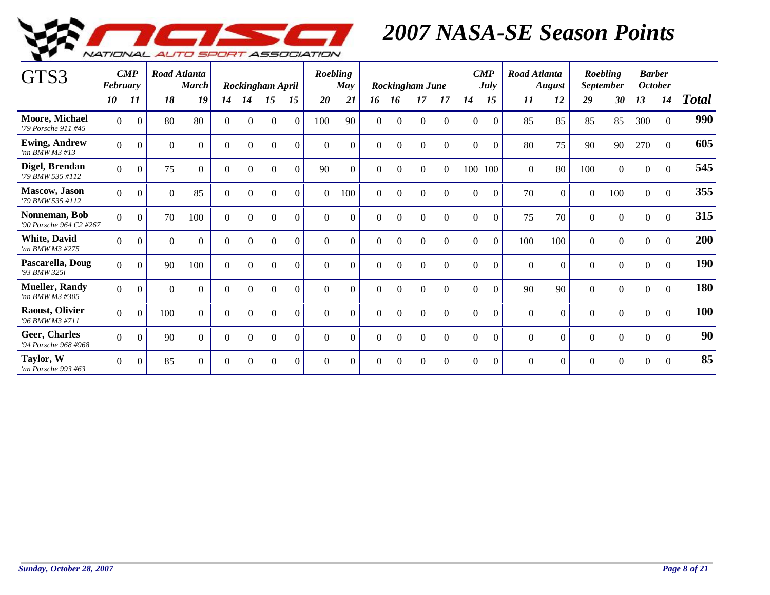# 2007 NASA-SE Season Points

| GTS3 | CMP February | | Road Atlanta March | | Rockingham April | | | | Roebling May | | Rockingham June | | | | CMP July | | Road Atlanta August | | Roebling September | | Barber October | | Total |
|---|---|---|---|---|---|---|---|---|---|---|---|---|---|---|---|---|---|---|---|---|---|---|---|
| | 10 | 11 | 18 | 19 | 14 | 14 | 15 | 15 | 20 | 21 | 16 | 16 | 17 | 17 | 14 | 15 | 11 | 12 | 29 | 30 | 13 | 14 | |
| **Moore, Michael** *'79 Porsche 911 #45* | 0 | 0 | 80 | 80 | 0 | 0 | 0 | 0 | 100 | 90 | 0 | 0 | 0 | 0 | 0 | 0 | 85 | 85 | 85 | 85 | 300 | 0 | **990** |
| **Ewing, Andrew** *'nn BMW M3 #13* | 0 | 0 | 0 | 0 | 0 | 0 | 0 | 0 | 0 | 0 | 0 | 0 | 0 | 0 | 0 | 0 | 80 | 75 | 90 | 90 | 270 | 0 | **605** |
| **Digel, Brendan** *'79 BMW 535 #112* | 0 | 0 | 75 | 0 | 0 | 0 | 0 | 0 | 90 | 0 | 0 | 0 | 0 | 0 | 100 | 100 | 0 | 80 | 100 | 0 | 0 | 0 | **545** |
| **Mascow, Jason** *'79 BMW 535 #112* | 0 | 0 | 0 | 85 | 0 | 0 | 0 | 0 | 0 | 100 | 0 | 0 | 0 | 0 | 0 | 0 | 70 | 0 | 0 | 100 | 0 | 0 | **355** |
| **Nonneman, Bob** *'90 Porsche 964 C2 #267* | 0 | 0 | 70 | 100 | 0 | 0 | 0 | 0 | 0 | 0 | 0 | 0 | 0 | 0 | 0 | 0 | 75 | 70 | 0 | 0 | 0 | 0 | **315** |
| **White, David** *'nn BMW M3 #275* | 0 | 0 | 0 | 0 | 0 | 0 | 0 | 0 | 0 | 0 | 0 | 0 | 0 | 0 | 0 | 0 | 100 | 100 | 0 | 0 | 0 | 0 | **200** |
| **Pascarella, Doug** *'93 BMW 325i* | 0 | 0 | 90 | 100 | 0 | 0 | 0 | 0 | 0 | 0 | 0 | 0 | 0 | 0 | 0 | 0 | 0 | 0 | 0 | 0 | 0 | 0 | **190** |
| **Mueller, Randy** *'nn BMW M3 #305* | 0 | 0 | 0 | 0 | 0 | 0 | 0 | 0 | 0 | 0 | 0 | 0 | 0 | 0 | 0 | 0 | 90 | 90 | 0 | 0 | 0 | 0 | **180** |
| **Raoust, Olivier** *'96 BMW M3 #711* | 0 | 0 | 100 | 0 | 0 | 0 | 0 | 0 | 0 | 0 | 0 | 0 | 0 | 0 | 0 | 0 | 0 | 0 | 0 | 0 | 0 | 0 | **100** |
| **Geer, Charles** *'94 Porsche 968 #968* | 0 | 0 | 90 | 0 | 0 | 0 | 0 | 0 | 0 | 0 | 0 | 0 | 0 | 0 | 0 | 0 | 0 | 0 | 0 | 0 | 0 | 0 | **90** |
| **Taylor, W** *'nn Porsche 993 #63* | 0 | 0 | 85 | 0 | 0 | 0 | 0 | 0 | 0 | 0 | 0 | 0 | 0 | 0 | 0 | 0 | 0 | 0 | 0 | 0 | 0 | 0 | **85** |

*Sunday, October 28, 2007*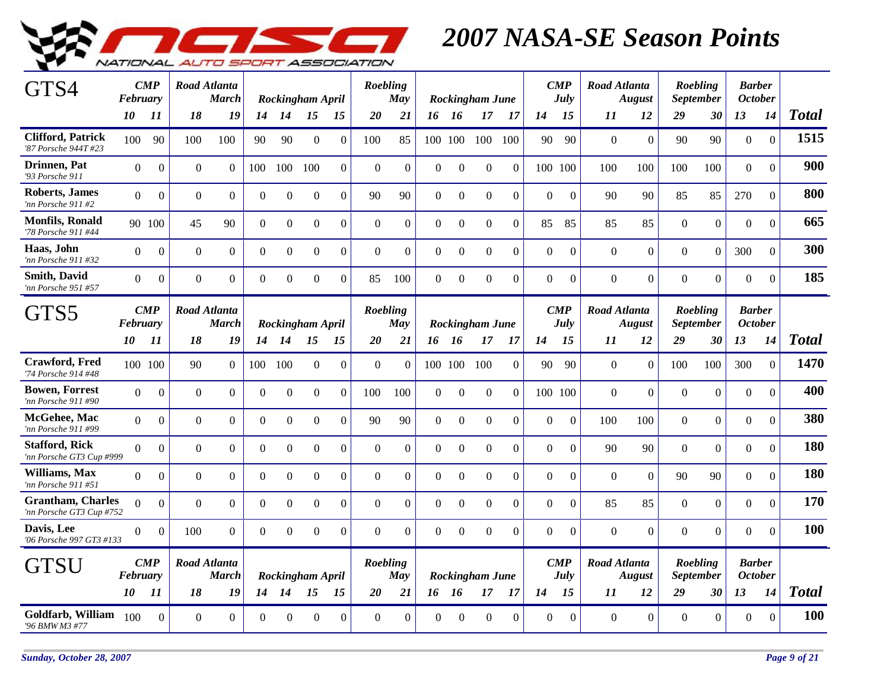NATIONAL AUTO SPORT ASSOCIATION

# 2007 NASA-SE Season Points

| GTS4 | CMP February | | Road Atlanta March | | Rockingham April | | | | Roebling May | | Rockingham June | | | | CMP July | | Road Atlanta August | | Roebling September | | Barber October | | |
|---|---|---|---|---|---|---|---|---|---|---|---|---|---|---|---|---|---|---|---|---|---|---|---|
| | 10 | 11 | 18 | 19 | 14 | 14 | 15 | 15 | 20 | 21 | 16 | 16 | 17 | 17 | 14 | 15 | 11 | 12 | 29 | 30 | 13 | 14 | Total |
| **Clifford, Patrick** '87 Porsche 944T #23 | 100 | 90 | 100 | 100 | 90 | 90 | 0 | 0 | 100 | 85 | 100 | 100 | 100 | 100 | 90 | 90 | 0 | 0 | 90 | 90 | 0 | 0 | **1515** |
| **Drinnen, Pat** '93 Porsche 911 | 0 | 0 | 0 | 0 | 100 | 100 | 100 | 0 | 0 | 0 | 0 | 0 | 0 | 0 | 100 | 100 | 100 | 100 | 100 | 100 | 0 | 0 | **900** |
| **Roberts, James** 'nn Porsche 911 #2 | 0 | 0 | 0 | 0 | 0 | 0 | 0 | 0 | 90 | 90 | 0 | 0 | 0 | 0 | 0 | 0 | 90 | 90 | 85 | 85 | 270 | 0 | **800** |
| **Monfils, Ronald** '78 Porsche 911 #44 | 90 | 100 | 45 | 90 | 0 | 0 | 0 | 0 | 0 | 0 | 0 | 0 | 0 | 0 | 85 | 85 | 85 | 85 | 0 | 0 | 0 | 0 | **665** |
| **Haas, John** 'nn Porsche 911 #32 | 0 | 0 | 0 | 0 | 0 | 0 | 0 | 0 | 0 | 0 | 0 | 0 | 0 | 0 | 0 | 0 | 0 | 0 | 0 | 0 | 300 | 0 | **300** |
| **Smith, David** 'nn Porsche 951 #57 | 0 | 0 | 0 | 0 | 0 | 0 | 0 | 0 | 85 | 100 | 0 | 0 | 0 | 0 | 0 | 0 | 0 | 0 | 0 | 0 | 0 | 0 | **185** |

| GTS5 | CMP February | | Road Atlanta March | | Rockingham April | | | | Roebling May | | Rockingham June | | | | CMP July | | Road Atlanta August | | Roebling September | | Barber October | | |
|---|---|---|---|---|---|---|---|---|---|---|---|---|---|---|---|---|---|---|---|---|---|---|---|
| | 10 | 11 | 18 | 19 | 14 | 14 | 15 | 15 | 20 | 21 | 16 | 16 | 17 | 17 | 14 | 15 | 11 | 12 | 29 | 30 | 13 | 14 | Total |
| **Crawford, Fred** '74 Porsche 914 #48 | 100 | 100 | 90 | 0 | 100 | 100 | 0 | 0 | 0 | 0 | 100 | 100 | 100 | 0 | 90 | 90 | 0 | 0 | 100 | 100 | 300 | 0 | **1470** |
| **Bowen, Forrest** 'nn Porsche 911 #90 | 0 | 0 | 0 | 0 | 0 | 0 | 0 | 0 | 100 | 100 | 0 | 0 | 0 | 0 | 100 | 100 | 0 | 0 | 0 | 0 | 0 | 0 | **400** |
| **McGehee, Mac** 'nn Porsche 911 #99 | 0 | 0 | 0 | 0 | 0 | 0 | 0 | 0 | 90 | 90 | 0 | 0 | 0 | 0 | 0 | 0 | 100 | 100 | 0 | 0 | 0 | 0 | **380** |
| **Stafford, Rick** 'nn Porsche GT3 Cup #999 | 0 | 0 | 0 | 0 | 0 | 0 | 0 | 0 | 0 | 0 | 0 | 0 | 0 | 0 | 0 | 0 | 90 | 90 | 0 | 0 | 0 | 0 | **180** |
| **Williams, Max** 'nn Porsche 911 #51 | 0 | 0 | 0 | 0 | 0 | 0 | 0 | 0 | 0 | 0 | 0 | 0 | 0 | 0 | 0 | 0 | 0 | 0 | 90 | 90 | 0 | 0 | **180** |
| **Grantham, Charles** 'nn Porsche GT3 Cup #752 | 0 | 0 | 0 | 0 | 0 | 0 | 0 | 0 | 0 | 0 | 0 | 0 | 0 | 0 | 0 | 0 | 85 | 85 | 0 | 0 | 0 | 0 | **170** |
| **Davis, Lee** '06 Porsche 997 GT3 #133 | 0 | 0 | 100 | 0 | 0 | 0 | 0 | 0 | 0 | 0 | 0 | 0 | 0 | 0 | 0 | 0 | 0 | 0 | 0 | 0 | 0 | 0 | **100** |

| GTSU | CMP February | | Road Atlanta March | | Rockingham April | | | | Roebling May | | Rockingham June | | | | CMP July | | Road Atlanta August | | Roebling September | | Barber October | | |
|---|---|---|---|---|---|---|---|---|---|---|---|---|---|---|---|---|---|---|---|---|---|---|---|
| | 10 | 11 | 18 | 19 | 14 | 14 | 15 | 15 | 20 | 21 | 16 | 16 | 17 | 17 | 14 | 15 | 11 | 12 | 29 | 30 | 13 | 14 | Total |
| **Goldfarb, William** '96 BMW M3 #77 | 100 | 0 | 0 | 0 | 0 | 0 | 0 | 0 | 0 | 0 | 0 | 0 | 0 | 0 | 0 | 0 | 0 | 0 | 0 | 0 | 0 | 0 | **100** |

*Sunday, October 28, 2007*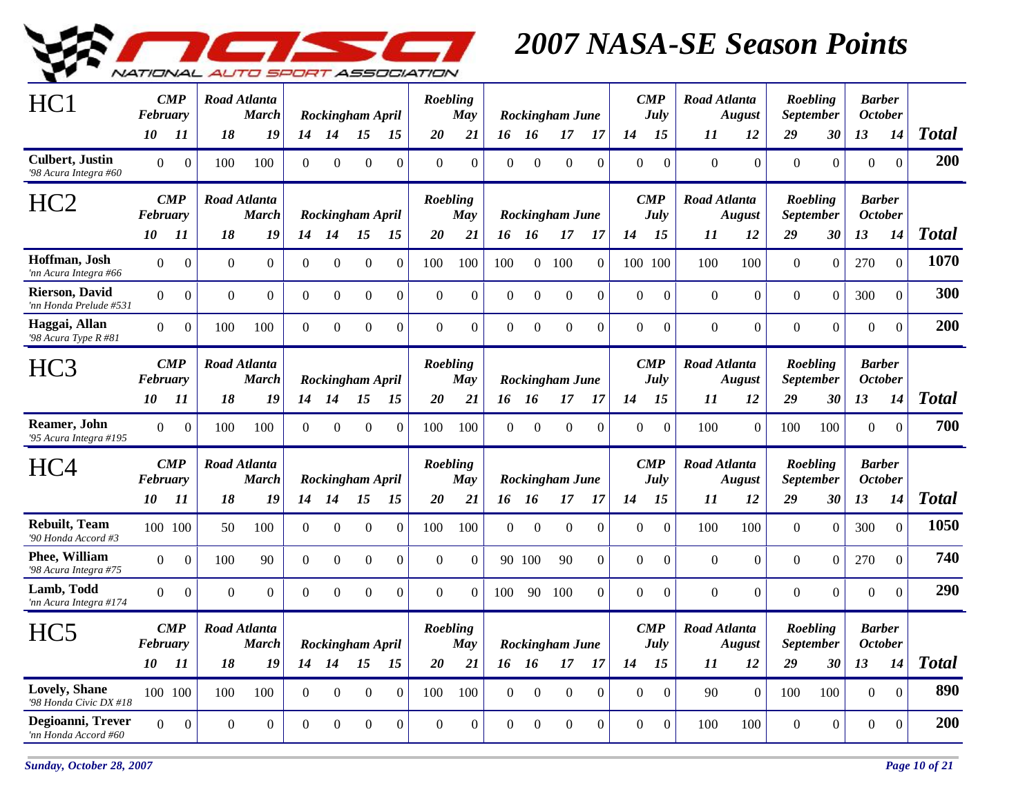# 2007 NASA-SE Season Points

| HC1 | CMP February | | Road Atlanta March | | Rockingham April | | | | Roebling May | | Rockingham June | | | | CMP July | | Road Atlanta August | | Roebling September | | Barber October | | Total |
|---|---|---|---|---|---|---|---|---|---|---|---|---|---|---|---|---|---|---|---|---|---|---|---|
| | 10 | 11 | 18 | 19 | 14 | 14 | 15 | 15 | 20 | 21 | 16 | 16 | 17 | 17 | 14 | 15 | 11 | 12 | 29 | 30 | 13 | 14 | |
| **Culbert, Justin** '98 Acura Integra #60 | 0 | 0 | 100 | 100 | 0 | 0 | 0 | 0 | 0 | 0 | 0 | 0 | 0 | 0 | 0 | 0 | 0 | 0 | 0 | 0 | 0 | 0 | **200** |

| HC2 | CMP February | | Road Atlanta March | | Rockingham April | | | | Roebling May | | Rockingham June | | | | CMP July | | Road Atlanta August | | Roebling September | | Barber October | | Total |
|---|---|---|---|---|---|---|---|---|---|---|---|---|---|---|---|---|---|---|---|---|---|---|---|
| | 10 | 11 | 18 | 19 | 14 | 14 | 15 | 15 | 20 | 21 | 16 | 16 | 17 | 17 | 14 | 15 | 11 | 12 | 29 | 30 | 13 | 14 | |
| **Hoffman, Josh** 'nn Acura Integra #66 | 0 | 0 | 0 | 0 | 0 | 0 | 0 | 0 | 100 | 100 | 100 | 0 | 100 | 0 | 100 | 100 | 100 | 100 | 0 | 0 | 270 | 0 | **1070** |
| **Rierson, David** 'nn Honda Prelude #531 | 0 | 0 | 0 | 0 | 0 | 0 | 0 | 0 | 0 | 0 | 0 | 0 | 0 | 0 | 0 | 0 | 0 | 0 | 0 | 0 | 300 | 0 | **300** |
| **Haggai, Allan** '98 Acura Type R #81 | 0 | 0 | 100 | 100 | 0 | 0 | 0 | 0 | 0 | 0 | 0 | 0 | 0 | 0 | 0 | 0 | 0 | 0 | 0 | 0 | 0 | 0 | **200** |

| HC3 | CMP February | | Road Atlanta March | | Rockingham April | | | | Roebling May | | Rockingham June | | | | CMP July | | Road Atlanta August | | Roebling September | | Barber October | | Total |
|---|---|---|---|---|---|---|---|---|---|---|---|---|---|---|---|---|---|---|---|---|---|---|---|
| | 10 | 11 | 18 | 19 | 14 | 14 | 15 | 15 | 20 | 21 | 16 | 16 | 17 | 17 | 14 | 15 | 11 | 12 | 29 | 30 | 13 | 14 | |
| **Reamer, John** '95 Acura Integra #195 | 0 | 0 | 100 | 100 | 0 | 0 | 0 | 0 | 100 | 100 | 0 | 0 | 0 | 0 | 0 | 0 | 100 | 0 | 100 | 100 | 0 | 0 | **700** |

| HC4 | CMP February | | Road Atlanta March | | Rockingham April | | | | Roebling May | | Rockingham June | | | | CMP July | | Road Atlanta August | | Roebling September | | Barber October | | Total |
|---|---|---|---|---|---|---|---|---|---|---|---|---|---|---|---|---|---|---|---|---|---|---|---|
| | 10 | 11 | 18 | 19 | 14 | 14 | 15 | 15 | 20 | 21 | 16 | 16 | 17 | 17 | 14 | 15 | 11 | 12 | 29 | 30 | 13 | 14 | |
| **Rebuilt, Team** '90 Honda Accord #3 | 100 | 100 | 50 | 100 | 0 | 0 | 0 | 0 | 100 | 100 | 0 | 0 | 0 | 0 | 0 | 0 | 100 | 100 | 0 | 0 | 300 | 0 | **1050** |
| **Phee, William** '98 Acura Integra #75 | 0 | 0 | 100 | 90 | 0 | 0 | 0 | 0 | 0 | 0 | 90 | 100 | 90 | 0 | 0 | 0 | 0 | 0 | 0 | 0 | 270 | 0 | **740** |
| **Lamb, Todd** 'nn Acura Integra #174 | 0 | 0 | 0 | 0 | 0 | 0 | 0 | 0 | 0 | 0 | 100 | 90 | 100 | 0 | 0 | 0 | 0 | 0 | 0 | 0 | 0 | 0 | **290** |

| HC5 | CMP February | | Road Atlanta March | | Rockingham April | | | | Roebling May | | Rockingham June | | | | CMP July | | Road Atlanta August | | Roebling September | | Barber October | | Total |
|---|---|---|---|---|---|---|---|---|---|---|---|---|---|---|---|---|---|---|---|---|---|---|---|
| | 10 | 11 | 18 | 19 | 14 | 14 | 15 | 15 | 20 | 21 | 16 | 16 | 17 | 17 | 14 | 15 | 11 | 12 | 29 | 30 | 13 | 14 | |
| **Lovely, Shane** '98 Honda Civic DX #18 | 100 | 100 | 100 | 100 | 0 | 0 | 0 | 0 | 100 | 100 | 0 | 0 | 0 | 0 | 0 | 0 | 90 | 0 | 100 | 100 | 0 | 0 | **890** |
| **Degioanni, Trever** 'nn Honda Accord #60 | 0 | 0 | 0 | 0 | 0 | 0 | 0 | 0 | 0 | 0 | 0 | 0 | 0 | 0 | 0 | 0 | 100 | 100 | 0 | 0 | 0 | 0 | **200** |

*Sunday, October 28, 2007*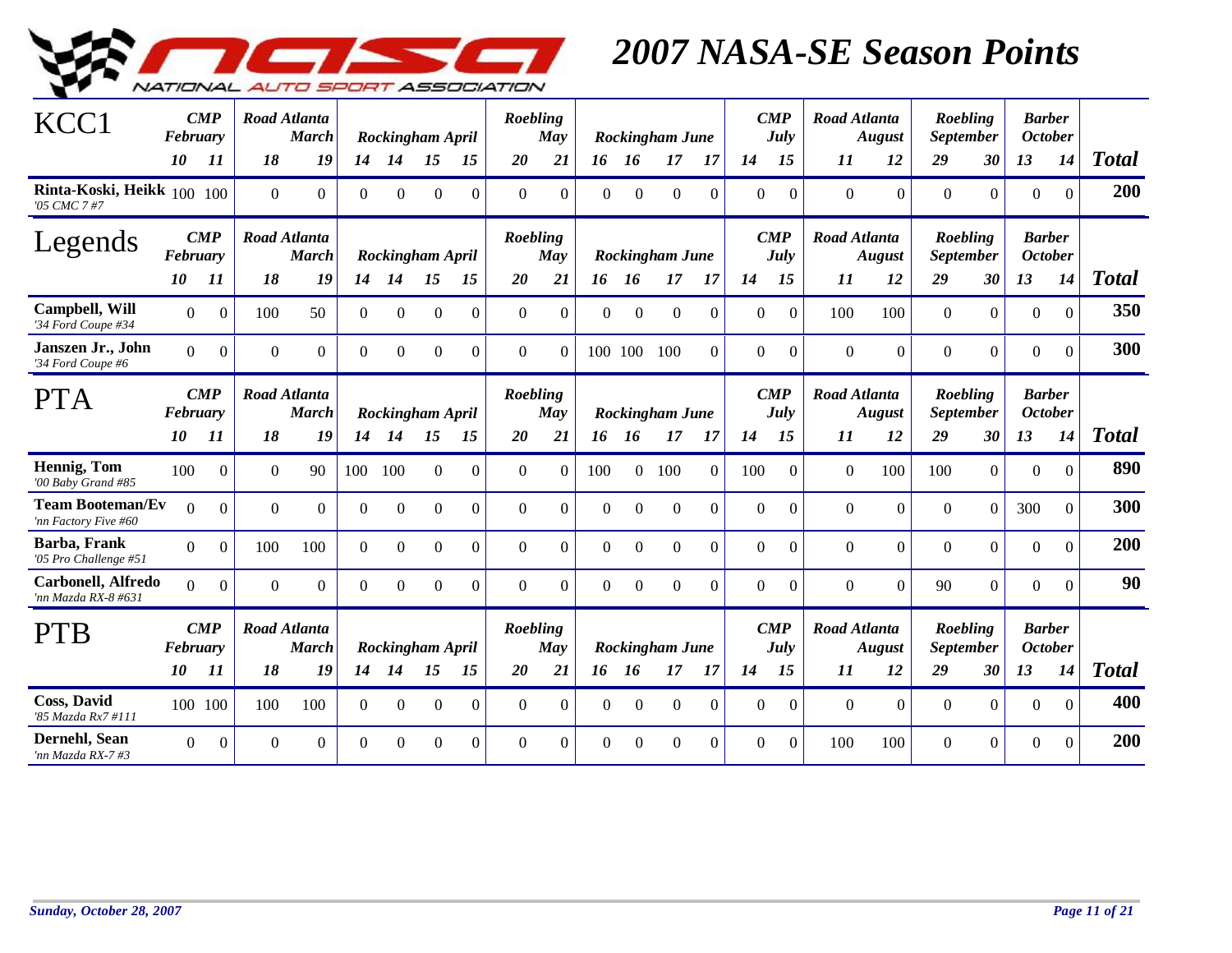# 2007 NASA-SE Season Points

## KCC1

| KCC1 | CMP February | | Road Atlanta March | | Rockingham April | | | | Roebling May | | Rockingham June | | | | CMP July | | Road Atlanta August | | Roebling September | | Barber October | | Total |
|---|---|---|---|---|---|---|---|---|---|---|---|---|---|---|---|---|---|---|---|---|---|---|---|
| | 10 | 11 | 18 | 19 | 14 | 14 | 15 | 15 | 20 | 21 | 16 | 16 | 17 | 17 | 14 | 15 | 11 | 12 | 29 | 30 | 13 | 14 | |
| **Rinta-Koski, Heikk** *'05 CMC 7 #7* | 100 | 100 | 0 | 0 | 0 | 0 | 0 | 0 | 0 | 0 | 0 | 0 | 0 | 0 | 0 | 0 | 0 | 0 | 0 | 0 | 0 | 0 | **200** |

## Legends

| Legends | CMP February | | Road Atlanta March | | Rockingham April | | | | Roebling May | | Rockingham June | | | | CMP July | | Road Atlanta August | | Roebling September | | Barber October | | Total |
|---|---|---|---|---|---|---|---|---|---|---|---|---|---|---|---|---|---|---|---|---|---|---|---|
| | 10 | 11 | 18 | 19 | 14 | 14 | 15 | 15 | 20 | 21 | 16 | 16 | 17 | 17 | 14 | 15 | 11 | 12 | 29 | 30 | 13 | 14 | |
| **Campbell, Will** *'34 Ford Coupe #34* | 0 | 0 | 100 | 50 | 0 | 0 | 0 | 0 | 0 | 0 | 0 | 0 | 0 | 0 | 0 | 0 | 100 | 100 | 0 | 0 | 0 | 0 | **350** |
| **Janszen Jr., John** *'34 Ford Coupe #6* | 0 | 0 | 0 | 0 | 0 | 0 | 0 | 0 | 0 | 0 | 100 | 100 | 100 | 0 | 0 | 0 | 0 | 0 | 0 | 0 | 0 | 0 | **300** |

## PTA

| PTA | CMP February | | Road Atlanta March | | Rockingham April | | | | Roebling May | | Rockingham June | | | | CMP July | | Road Atlanta August | | Roebling September | | Barber October | | Total |
|---|---|---|---|---|---|---|---|---|---|---|---|---|---|---|---|---|---|---|---|---|---|---|---|
| | 10 | 11 | 18 | 19 | 14 | 14 | 15 | 15 | 20 | 21 | 16 | 16 | 17 | 17 | 14 | 15 | 11 | 12 | 29 | 30 | 13 | 14 | |
| **Hennig, Tom** *'00 Baby Grand #85* | 100 | 0 | 0 | 90 | 100 | 100 | 0 | 0 | 0 | 0 | 100 | 0 | 100 | 0 | 100 | 0 | 0 | 100 | 100 | 0 | 0 | 0 | **890** |
| **Team Booteman/Ev** *'nn Factory Five #60* | 0 | 0 | 0 | 0 | 0 | 0 | 0 | 0 | 0 | 0 | 0 | 0 | 0 | 0 | 0 | 0 | 0 | 0 | 0 | 0 | 300 | 0 | **300** |
| **Barba, Frank** *'05 Pro Challenge #51* | 0 | 0 | 100 | 100 | 0 | 0 | 0 | 0 | 0 | 0 | 0 | 0 | 0 | 0 | 0 | 0 | 0 | 0 | 0 | 0 | 0 | 0 | **200** |
| **Carbonell, Alfredo** *'nn Mazda RX-8 #631* | 0 | 0 | 0 | 0 | 0 | 0 | 0 | 0 | 0 | 0 | 0 | 0 | 0 | 0 | 0 | 0 | 0 | 0 | 90 | 0 | 0 | 0 | **90** |

## PTB

| PTB | CMP February | | Road Atlanta March | | Rockingham April | | | | Roebling May | | Rockingham June | | | | CMP July | | Road Atlanta August | | Roebling September | | Barber October | | Total |
|---|---|---|---|---|---|---|---|---|---|---|---|---|---|---|---|---|---|---|---|---|---|---|---|
| | 10 | 11 | 18 | 19 | 14 | 14 | 15 | 15 | 20 | 21 | 16 | 16 | 17 | 17 | 14 | 15 | 11 | 12 | 29 | 30 | 13 | 14 | |
| **Coss, David** *'85 Mazda Rx7 #111* | 100 | 100 | 100 | 100 | 0 | 0 | 0 | 0 | 0 | 0 | 0 | 0 | 0 | 0 | 0 | 0 | 0 | 0 | 0 | 0 | 0 | 0 | **400** |
| **Dernehl, Sean** *'nn Mazda RX-7 #3* | 0 | 0 | 0 | 0 | 0 | 0 | 0 | 0 | 0 | 0 | 0 | 0 | 0 | 0 | 0 | 0 | 100 | 100 | 0 | 0 | 0 | 0 | **200** |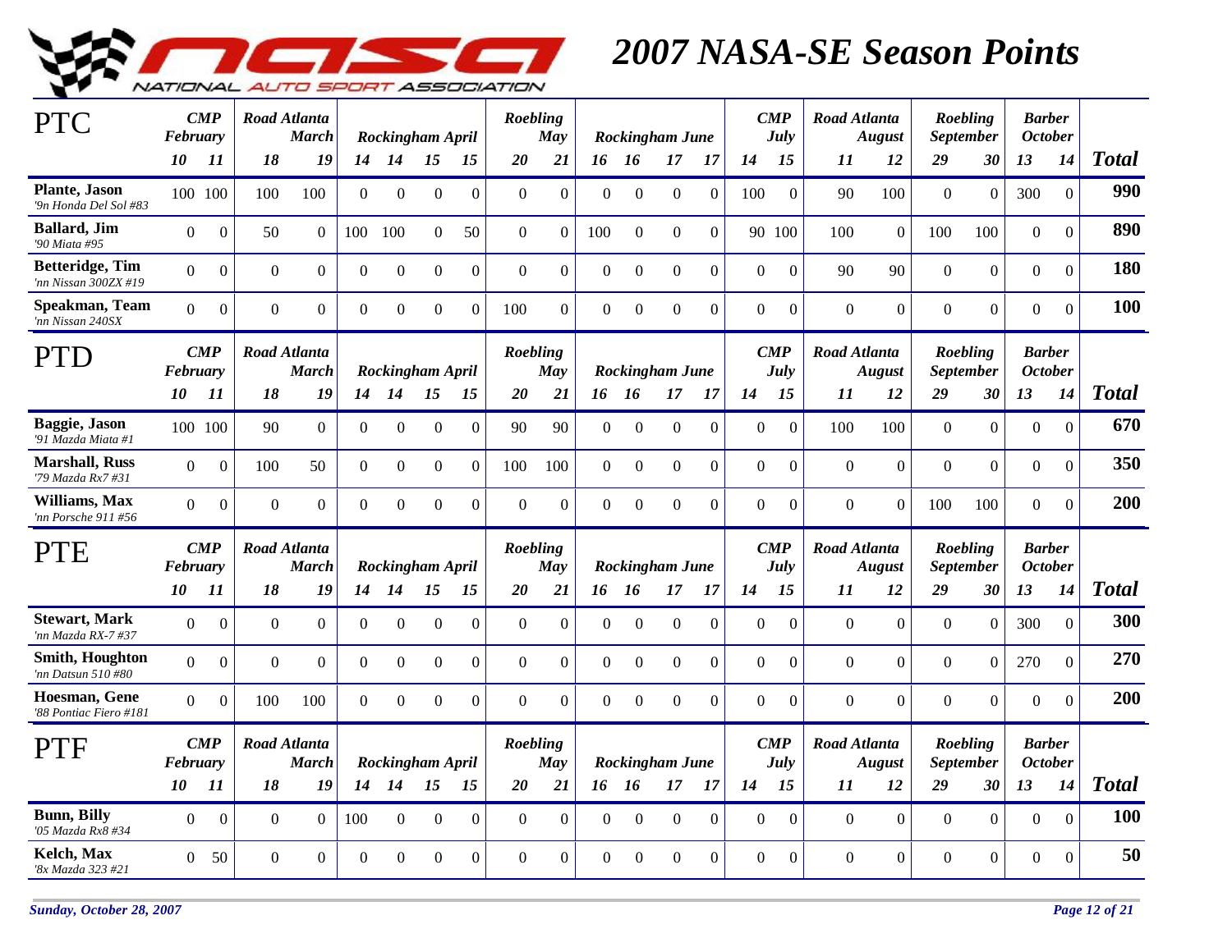# 2007 NASA-SE Season Points

## PTC

| PTC | CMP February | | Road Atlanta March | | Rockingham April | | | | Roebling May | | Rockingham June | | | | CMP July | | Road Atlanta August | | Roebling September | | Barber October | | |
|---|---|---|---|---|---|---|---|---|---|---|---|---|---|---|---|---|---|---|---|---|---|---|---|
| | 10 | 11 | 18 | 19 | 14 | 14 | 15 | 15 | 20 | 21 | 16 | 16 | 17 | 17 | 14 | 15 | 11 | 12 | 29 | 30 | 13 | 14 | **Total** |
| **Plante, Jason** *'9n Honda Del Sol #83* | 100 | 100 | 100 | 100 | 0 | 0 | 0 | 0 | 0 | 0 | 0 | 0 | 0 | 0 | 100 | 0 | 90 | 100 | 0 | 0 | 300 | 0 | **990** |
| **Ballard, Jim** *'90 Miata #95* | 0 | 0 | 50 | 0 | 100 | 100 | 0 | 50 | 0 | 0 | 100 | 0 | 0 | 0 | 90 | 100 | 100 | 0 | 100 | 100 | 0 | 0 | **890** |
| **Betteridge, Tim** *'nn Nissan 300ZX #19* | 0 | 0 | 0 | 0 | 0 | 0 | 0 | 0 | 0 | 0 | 0 | 0 | 0 | 0 | 0 | 0 | 90 | 90 | 0 | 0 | 0 | 0 | **180** |
| **Speakman, Team** *'nn Nissan 240SX* | 0 | 0 | 0 | 0 | 0 | 0 | 0 | 0 | 100 | 0 | 0 | 0 | 0 | 0 | 0 | 0 | 0 | 0 | 0 | 0 | 0 | 0 | **100** |

## PTD

| PTD | CMP February | | Road Atlanta March | | Rockingham April | | | | Roebling May | | Rockingham June | | | | CMP July | | Road Atlanta August | | Roebling September | | Barber October | | |
|---|---|---|---|---|---|---|---|---|---|---|---|---|---|---|---|---|---|---|---|---|---|---|---|
| | 10 | 11 | 18 | 19 | 14 | 14 | 15 | 15 | 20 | 21 | 16 | 16 | 17 | 17 | 14 | 15 | 11 | 12 | 29 | 30 | 13 | 14 | **Total** |
| **Baggie, Jason** *'91 Mazda Miata #1* | 100 | 100 | 90 | 0 | 0 | 0 | 0 | 0 | 90 | 90 | 0 | 0 | 0 | 0 | 0 | 0 | 100 | 100 | 0 | 0 | 0 | 0 | **670** |
| **Marshall, Russ** *'79 Mazda Rx7 #31* | 0 | 0 | 100 | 50 | 0 | 0 | 0 | 0 | 100 | 100 | 0 | 0 | 0 | 0 | 0 | 0 | 0 | 0 | 0 | 0 | 0 | 0 | **350** |
| **Williams, Max** *'nn Porsche 911 #56* | 0 | 0 | 0 | 0 | 0 | 0 | 0 | 0 | 0 | 0 | 0 | 0 | 0 | 0 | 0 | 0 | 0 | 0 | 100 | 100 | 0 | 0 | **200** |

## PTE

| PTE | CMP February | | Road Atlanta March | | Rockingham April | | | | Roebling May | | Rockingham June | | | | CMP July | | Road Atlanta August | | Roebling September | | Barber October | | |
|---|---|---|---|---|---|---|---|---|---|---|---|---|---|---|---|---|---|---|---|---|---|---|---|
| | 10 | 11 | 18 | 19 | 14 | 14 | 15 | 15 | 20 | 21 | 16 | 16 | 17 | 17 | 14 | 15 | 11 | 12 | 29 | 30 | 13 | 14 | **Total** |
| **Stewart, Mark** *'nn Mazda RX-7 #37* | 0 | 0 | 0 | 0 | 0 | 0 | 0 | 0 | 0 | 0 | 0 | 0 | 0 | 0 | 0 | 0 | 0 | 0 | 0 | 0 | 300 | 0 | **300** |
| **Smith, Houghton** *'nn Datsun 510 #80* | 0 | 0 | 0 | 0 | 0 | 0 | 0 | 0 | 0 | 0 | 0 | 0 | 0 | 0 | 0 | 0 | 0 | 0 | 0 | 0 | 270 | 0 | **270** |
| **Hoesman, Gene** *'88 Pontiac Fiero #181* | 0 | 0 | 100 | 100 | 0 | 0 | 0 | 0 | 0 | 0 | 0 | 0 | 0 | 0 | 0 | 0 | 0 | 0 | 0 | 0 | 0 | 0 | **200** |

## PTF

| PTF | CMP February | | Road Atlanta March | | Rockingham April | | | | Roebling May | | Rockingham June | | | | CMP July | | Road Atlanta August | | Roebling September | | Barber October | | |
|---|---|---|---|---|---|---|---|---|---|---|---|---|---|---|---|---|---|---|---|---|---|---|---|
| | 10 | 11 | 18 | 19 | 14 | 14 | 15 | 15 | 20 | 21 | 16 | 16 | 17 | 17 | 14 | 15 | 11 | 12 | 29 | 30 | 13 | 14 | **Total** |
| **Bunn, Billy** *'05 Mazda Rx8 #34* | 0 | 0 | 0 | 0 | 100 | 0 | 0 | 0 | 0 | 0 | 0 | 0 | 0 | 0 | 0 | 0 | 0 | 0 | 0 | 0 | 0 | 0 | **100** |
| **Kelch, Max** *'8x Mazda 323 #21* | 0 | 50 | 0 | 0 | 0 | 0 | 0 | 0 | 0 | 0 | 0 | 0 | 0 | 0 | 0 | 0 | 0 | 0 | 0 | 0 | 0 | 0 | **50** |

*Sunday, October 28, 2007*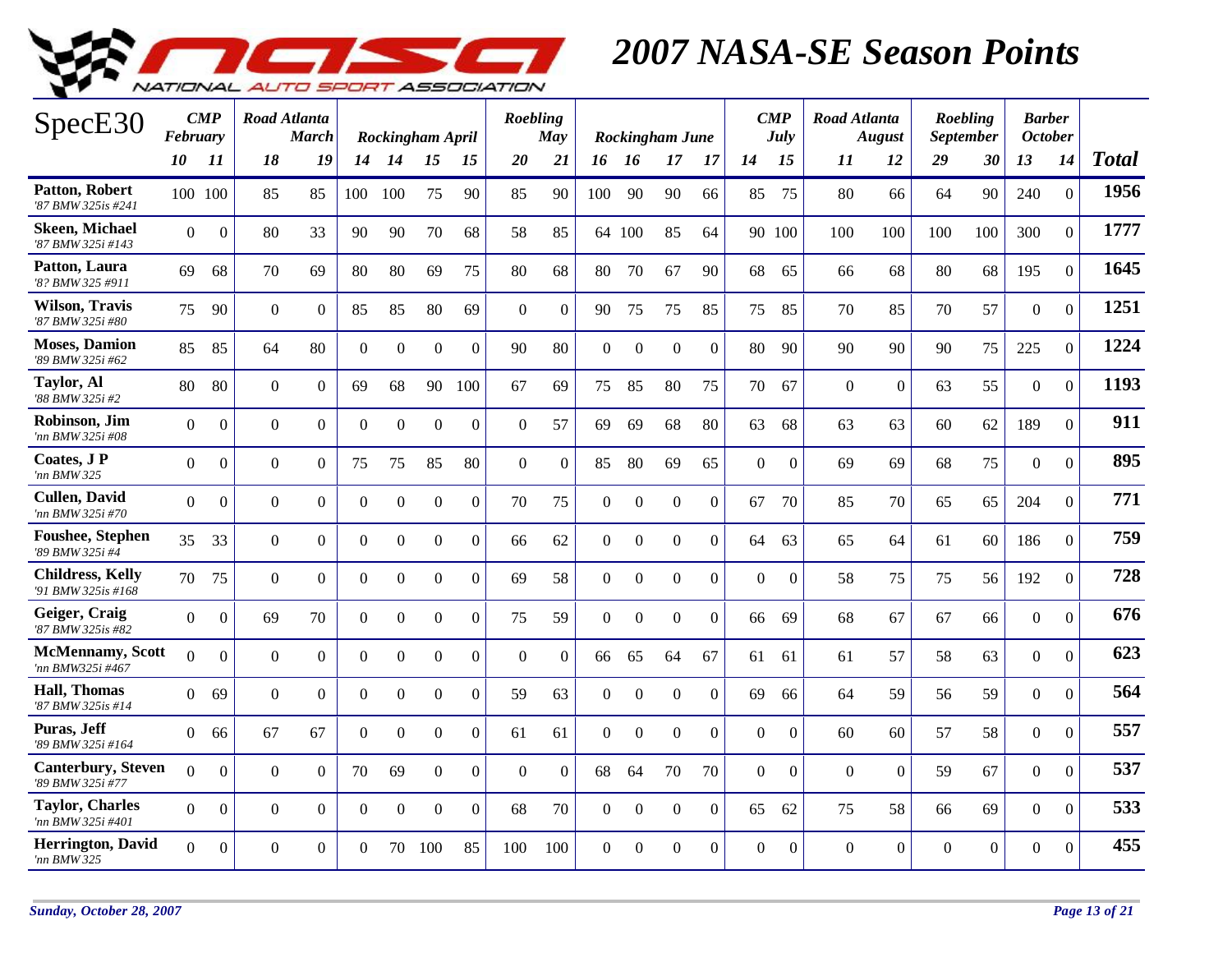# 2007 NASA-SE Season Points

| SpecE30 | CMP February | | Road Atlanta March | | Rockingham April | | | | Roebling May | | Rockingham June | | | | CMP July | | Road Atlanta August | | Roebling September | | Barber October | | Total |
|---|---|---|---|---|---|---|---|---|---|---|---|---|---|---|---|---|---|---|---|---|---|---|---|
| | 10 | 11 | 18 | 19 | 14 | 14 | 15 | 15 | 20 | 21 | 16 | 16 | 17 | 17 | 14 | 15 | 11 | 12 | 29 | 30 | 13 | 14 | |
| **Patton, Robert** *'87 BMW 325is #241* | 100 | 100 | 85 | 85 | 100 | 100 | 75 | 90 | 85 | 90 | 100 | 90 | 90 | 66 | 85 | 75 | 80 | 66 | 64 | 90 | 240 | 0 | **1956** |
| **Skeen, Michael** *'87 BMW 325i #143* | 0 | 0 | 80 | 33 | 90 | 90 | 70 | 68 | 58 | 85 | 64 | 100 | 85 | 64 | 90 | 100 | 100 | 100 | 100 | 100 | 300 | 0 | **1777** |
| **Patton, Laura** *'8? BMW 325 #911* | 69 | 68 | 70 | 69 | 80 | 80 | 69 | 75 | 80 | 68 | 80 | 70 | 67 | 90 | 68 | 65 | 66 | 68 | 80 | 68 | 195 | 0 | **1645** |
| **Wilson, Travis** *'87 BMW 325i #80* | 75 | 90 | 0 | 0 | 85 | 85 | 80 | 69 | 0 | 0 | 90 | 75 | 75 | 85 | 75 | 85 | 70 | 85 | 70 | 57 | 0 | 0 | **1251** |
| **Moses, Damion** *'89 BMW 325i #62* | 85 | 85 | 64 | 80 | 0 | 0 | 0 | 0 | 90 | 80 | 0 | 0 | 0 | 0 | 80 | 90 | 90 | 90 | 90 | 75 | 225 | 0 | **1224** |
| **Taylor, Al** *'88 BMW 325i #2* | 80 | 80 | 0 | 0 | 69 | 68 | 90 | 100 | 67 | 69 | 75 | 85 | 80 | 75 | 70 | 67 | 0 | 0 | 63 | 55 | 0 | 0 | **1193** |
| **Robinson, Jim** *'nn BMW 325i #08* | 0 | 0 | 0 | 0 | 0 | 0 | 0 | 0 | 0 | 57 | 69 | 69 | 68 | 80 | 63 | 68 | 63 | 63 | 60 | 62 | 189 | 0 | **911** |
| **Coates, J P** *'nn BMW 325* | 0 | 0 | 0 | 0 | 75 | 75 | 85 | 80 | 0 | 0 | 85 | 80 | 69 | 65 | 0 | 0 | 69 | 69 | 68 | 75 | 0 | 0 | **895** |
| **Cullen, David** *'nn BMW 325i #70* | 0 | 0 | 0 | 0 | 0 | 0 | 0 | 0 | 70 | 75 | 0 | 0 | 0 | 0 | 67 | 70 | 85 | 70 | 65 | 65 | 204 | 0 | **771** |
| **Foushee, Stephen** *'89 BMW 325i #4* | 35 | 33 | 0 | 0 | 0 | 0 | 0 | 0 | 66 | 62 | 0 | 0 | 0 | 0 | 64 | 63 | 65 | 64 | 61 | 60 | 186 | 0 | **759** |
| **Childress, Kelly** *'91 BMW 325is #168* | 70 | 75 | 0 | 0 | 0 | 0 | 0 | 0 | 69 | 58 | 0 | 0 | 0 | 0 | 0 | 0 | 58 | 75 | 75 | 56 | 192 | 0 | **728** |
| **Geiger, Craig** *'87 BMW 325is #82* | 0 | 0 | 69 | 70 | 0 | 0 | 0 | 0 | 75 | 59 | 0 | 0 | 0 | 0 | 66 | 69 | 68 | 67 | 67 | 66 | 0 | 0 | **676** |
| **McMennamy, Scott** *'nn BMW325i #467* | 0 | 0 | 0 | 0 | 0 | 0 | 0 | 0 | 0 | 0 | 66 | 65 | 64 | 67 | 61 | 61 | 61 | 57 | 58 | 63 | 0 | 0 | **623** |
| **Hall, Thomas** *'87 BMW 325is #14* | 0 | 69 | 0 | 0 | 0 | 0 | 0 | 0 | 59 | 63 | 0 | 0 | 0 | 0 | 69 | 66 | 64 | 59 | 56 | 59 | 0 | 0 | **564** |
| **Puras, Jeff** *'89 BMW 325i #164* | 0 | 66 | 67 | 67 | 0 | 0 | 0 | 0 | 61 | 61 | 0 | 0 | 0 | 0 | 0 | 0 | 60 | 60 | 57 | 58 | 0 | 0 | **557** |
| **Canterbury, Steven** *'89 BMW 325i #77* | 0 | 0 | 0 | 0 | 70 | 69 | 0 | 0 | 0 | 0 | 68 | 64 | 70 | 70 | 0 | 0 | 0 | 0 | 59 | 67 | 0 | 0 | **537** |
| **Taylor, Charles** *'nn BMW 325i #401* | 0 | 0 | 0 | 0 | 0 | 0 | 0 | 0 | 68 | 70 | 0 | 0 | 0 | 0 | 65 | 62 | 75 | 58 | 66 | 69 | 0 | 0 | **533** |
| **Herrington, David** *'nn BMW 325* | 0 | 0 | 0 | 0 | 0 | 70 | 100 | 85 | 100 | 100 | 0 | 0 | 0 | 0 | 0 | 0 | 0 | 0 | 0 | 0 | 0 | 0 | **455** |

*Sunday, October 28, 2007*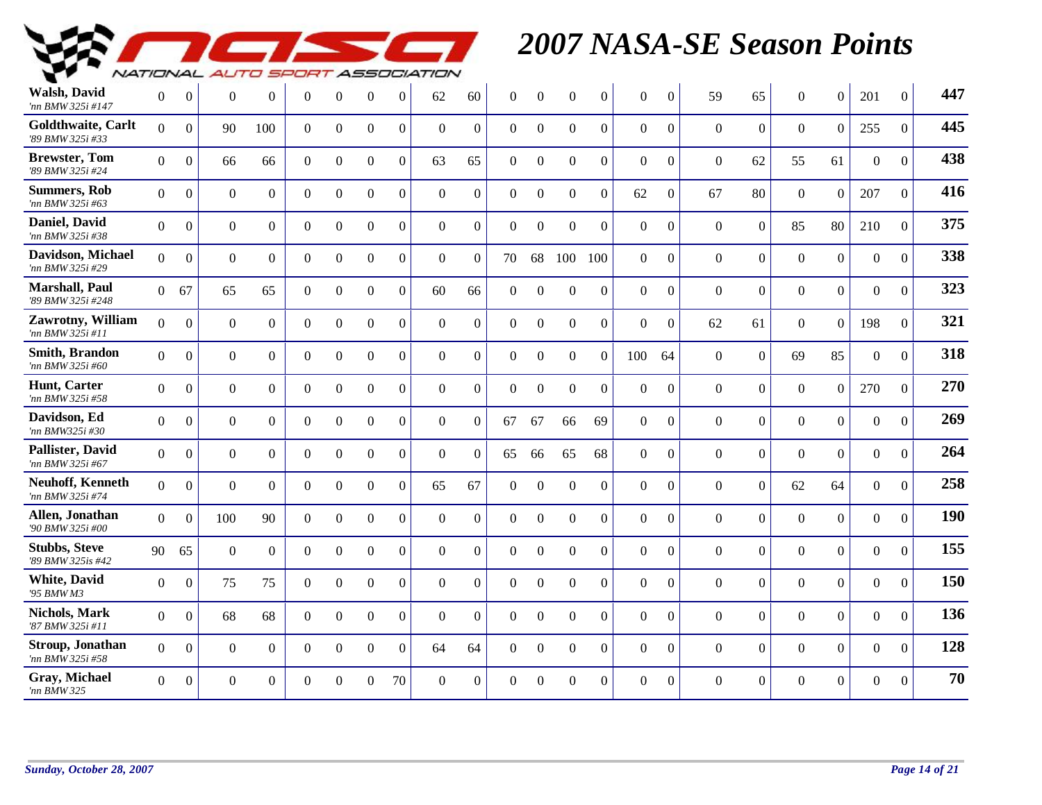# 2007 NASA-SE Season Points

| Driver | | | | | | | | | | | | | | | | | | | | | | | | Total |
|---|---|---|---|---|---|---|---|---|---|---|---|---|---|---|---|---|---|---|---|---|---|---|---|---|
| **Walsh, David** *'nn BMW 325i #147* | 0 | 0 | 0 | 0 | 0 | 0 | 0 | 0 | 62 | 60 | 0 | 0 | 0 | 0 | 0 | 0 | 59 | 65 | 0 | 0 | 201 | 0 | | **447** |
| **Goldthwaite, Carlt** *'89 BMW 325i #33* | 0 | 0 | 90 | 100 | 0 | 0 | 0 | 0 | 0 | 0 | 0 | 0 | 0 | 0 | 0 | 0 | 0 | 0 | 0 | 0 | 255 | 0 | | **445** |
| **Brewster, Tom** *'89 BMW 325i #24* | 0 | 0 | 66 | 66 | 0 | 0 | 0 | 0 | 63 | 65 | 0 | 0 | 0 | 0 | 0 | 0 | 0 | 62 | 55 | 61 | 0 | 0 | | **438** |
| **Summers, Rob** *'nn BMW 325i #63* | 0 | 0 | 0 | 0 | 0 | 0 | 0 | 0 | 0 | 0 | 0 | 0 | 0 | 0 | 62 | 0 | 67 | 80 | 0 | 0 | 207 | 0 | | **416** |
| **Daniel, David** *'nn BMW 325i #38* | 0 | 0 | 0 | 0 | 0 | 0 | 0 | 0 | 0 | 0 | 0 | 0 | 0 | 0 | 0 | 0 | 0 | 0 | 85 | 80 | 210 | 0 | | **375** |
| **Davidson, Michael** *'nn BMW 325i #29* | 0 | 0 | 0 | 0 | 0 | 0 | 0 | 0 | 0 | 0 | 70 | 68 | 100 | 100 | 0 | 0 | 0 | 0 | 0 | 0 | 0 | 0 | | **338** |
| **Marshall, Paul** *'89 BMW 325i #248* | 0 | 67 | 65 | 65 | 0 | 0 | 0 | 0 | 60 | 66 | 0 | 0 | 0 | 0 | 0 | 0 | 0 | 0 | 0 | 0 | 0 | 0 | | **323** |
| **Zawrotny, William** *'nn BMW 325i #11* | 0 | 0 | 0 | 0 | 0 | 0 | 0 | 0 | 0 | 0 | 0 | 0 | 0 | 0 | 0 | 0 | 62 | 61 | 0 | 0 | 198 | 0 | | **321** |
| **Smith, Brandon** *'nn BMW 325i #60* | 0 | 0 | 0 | 0 | 0 | 0 | 0 | 0 | 0 | 0 | 0 | 0 | 0 | 0 | 100 | 64 | 0 | 0 | 69 | 85 | 0 | 0 | | **318** |
| **Hunt, Carter** *'nn BMW 325i #58* | 0 | 0 | 0 | 0 | 0 | 0 | 0 | 0 | 0 | 0 | 0 | 0 | 0 | 0 | 0 | 0 | 0 | 0 | 0 | 0 | 270 | 0 | | **270** |
| **Davidson, Ed** *'nn BMW325i #30* | 0 | 0 | 0 | 0 | 0 | 0 | 0 | 0 | 0 | 0 | 67 | 67 | 66 | 69 | 0 | 0 | 0 | 0 | 0 | 0 | 0 | 0 | | **269** |
| **Pallister, David** *'nn BMW 325i #67* | 0 | 0 | 0 | 0 | 0 | 0 | 0 | 0 | 0 | 0 | 65 | 66 | 65 | 68 | 0 | 0 | 0 | 0 | 0 | 0 | 0 | 0 | | **264** |
| **Neuhoff, Kenneth** *'nn BMW 325i #74* | 0 | 0 | 0 | 0 | 0 | 0 | 0 | 0 | 65 | 67 | 0 | 0 | 0 | 0 | 0 | 0 | 0 | 0 | 62 | 64 | 0 | 0 | | **258** |
| **Allen, Jonathan** *'90 BMW 325i #00* | 0 | 0 | 100 | 90 | 0 | 0 | 0 | 0 | 0 | 0 | 0 | 0 | 0 | 0 | 0 | 0 | 0 | 0 | 0 | 0 | 0 | 0 | | **190** |
| **Stubbs, Steve** *'89 BMW 325is #42* | 90 | 65 | 0 | 0 | 0 | 0 | 0 | 0 | 0 | 0 | 0 | 0 | 0 | 0 | 0 | 0 | 0 | 0 | 0 | 0 | 0 | 0 | | **155** |
| **White, David** *'95 BMW M3* | 0 | 0 | 75 | 75 | 0 | 0 | 0 | 0 | 0 | 0 | 0 | 0 | 0 | 0 | 0 | 0 | 0 | 0 | 0 | 0 | 0 | 0 | | **150** |
| **Nichols, Mark** *'87 BMW 325i #11* | 0 | 0 | 68 | 68 | 0 | 0 | 0 | 0 | 0 | 0 | 0 | 0 | 0 | 0 | 0 | 0 | 0 | 0 | 0 | 0 | 0 | 0 | | **136** |
| **Stroup, Jonathan** *'nn BMW 325i #58* | 0 | 0 | 0 | 0 | 0 | 0 | 0 | 0 | 64 | 64 | 0 | 0 | 0 | 0 | 0 | 0 | 0 | 0 | 0 | 0 | 0 | 0 | | **128** |
| **Gray, Michael** *'nn BMW 325* | 0 | 0 | 0 | 0 | 0 | 0 | 0 | 70 | 0 | 0 | 0 | 0 | 0 | 0 | 0 | 0 | 0 | 0 | 0 | 0 | 0 | 0 | | **70** |

*Sunday, October 28, 2007*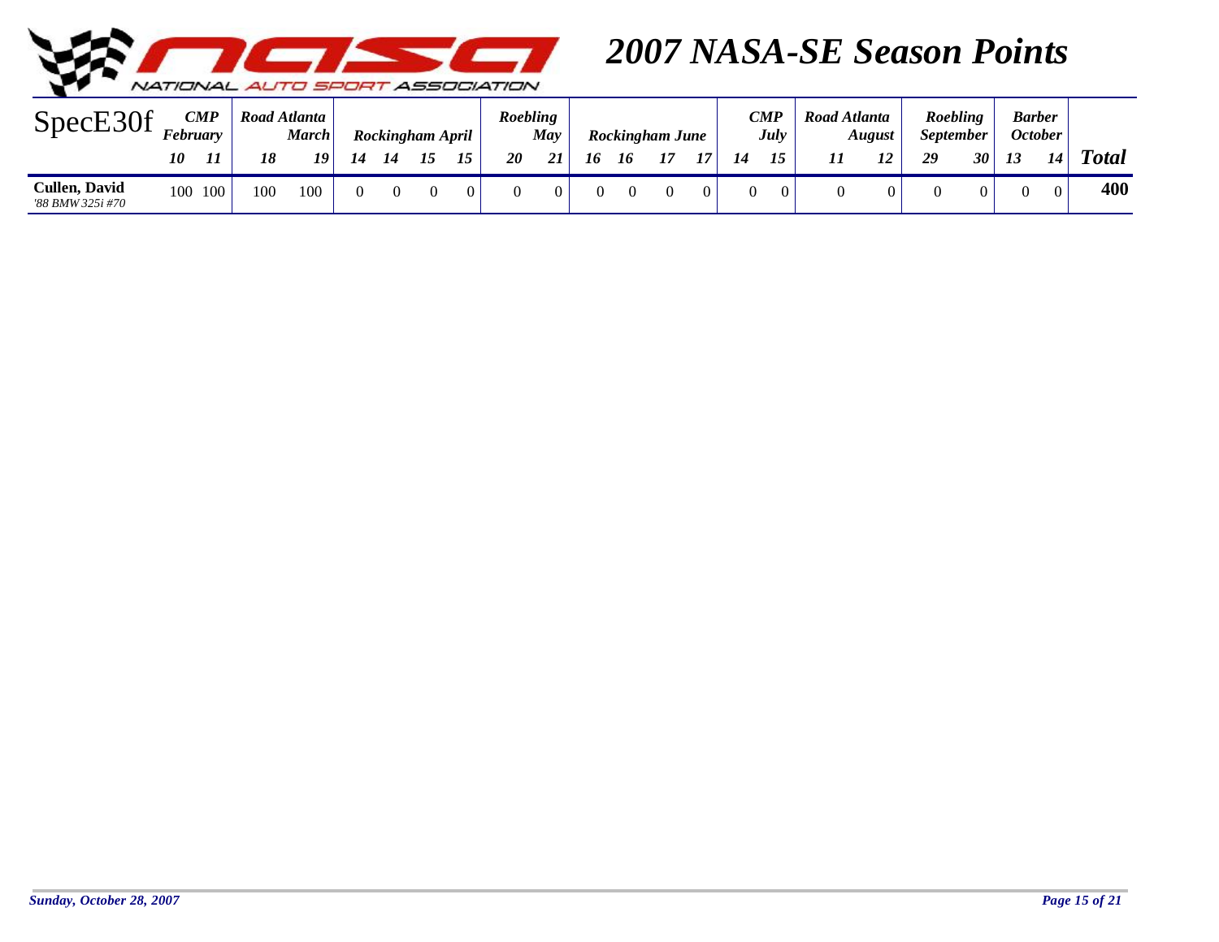# 2007 NASA-SE Season Points

NATIONAL AUTO SPORT ASSOCIATION

| SpecE30f | CMP February | | Road Atlanta March | | Rockingham April | | | | Roebling May | | Rockingham June | | | | CMP July | | Road Atlanta August | | Roebling September | | Barber October | | |
|---|---|---|---|---|---|---|---|---|---|---|---|---|---|---|---|---|---|---|---|---|---|---|---|
| | 10 | 11 | 18 | 19 | 14 | 14 | 15 | 15 | 20 | 21 | 16 | 16 | 17 | 17 | 14 | 15 | 11 | 12 | 29 | 30 | 13 | 14 | **Total** |
| **Cullen, David** *'88 BMW 325i #70* | 100 | 100 | 100 | 100 | 0 | 0 | 0 | 0 | 0 | 0 | 0 | 0 | 0 | 0 | 0 | 0 | 0 | 0 | 0 | 0 | 0 | 0 | **400** |

*Sunday, October 28, 2007*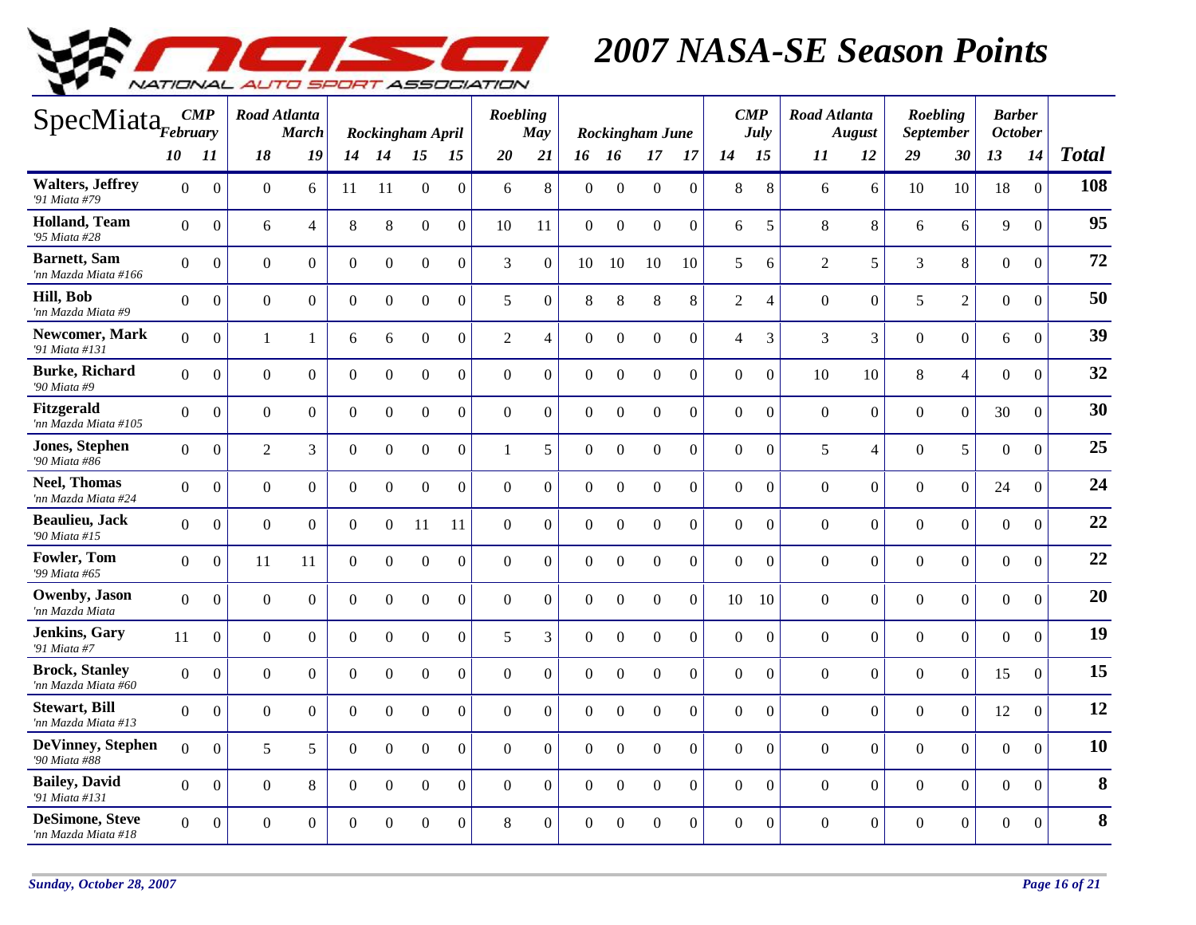# 2007 NASA-SE Season Points

| SpecMiata | CMP February | | Road Atlanta March | | Rockingham April | | | | Roebling May | | Rockingham June | | | | CMP July | | Road Atlanta August | | Roebling September | | Barber October | | Total |
|---|---|---|---|---|---|---|---|---|---|---|---|---|---|---|---|---|---|---|---|---|---|---|---|
| | 10 | 11 | 18 | 19 | 14 | 14 | 15 | 15 | 20 | 21 | 16 | 16 | 17 | 17 | 14 | 15 | 11 | 12 | 29 | 30 | 13 | 14 | |
| **Walters, Jeffrey** *'91 Miata #79* | 0 | 0 | 0 | 6 | 11 | 11 | 0 | 0 | 6 | 8 | 0 | 0 | 0 | 0 | 8 | 8 | 6 | 6 | 10 | 10 | 18 | 0 | **108** |
| **Holland, Team** *'95 Miata #28* | 0 | 0 | 6 | 4 | 8 | 8 | 0 | 0 | 10 | 11 | 0 | 0 | 0 | 0 | 6 | 5 | 8 | 8 | 6 | 6 | 9 | 0 | **95** |
| **Barnett, Sam** *'nn Mazda Miata #166* | 0 | 0 | 0 | 0 | 0 | 0 | 0 | 0 | 3 | 0 | 10 | 10 | 10 | 10 | 5 | 6 | 2 | 5 | 3 | 8 | 0 | 0 | **72** |
| **Hill, Bob** *'nn Mazda Miata #9* | 0 | 0 | 0 | 0 | 0 | 0 | 0 | 0 | 5 | 0 | 8 | 8 | 8 | 8 | 2 | 4 | 0 | 0 | 5 | 2 | 0 | 0 | **50** |
| **Newcomer, Mark** *'91 Miata #131* | 0 | 0 | 1 | 1 | 6 | 6 | 0 | 0 | 2 | 4 | 0 | 0 | 0 | 0 | 4 | 3 | 3 | 3 | 0 | 0 | 6 | 0 | **39** |
| **Burke, Richard** *'90 Miata #9* | 0 | 0 | 0 | 0 | 0 | 0 | 0 | 0 | 0 | 0 | 0 | 0 | 0 | 0 | 0 | 0 | 10 | 10 | 8 | 4 | 0 | 0 | **32** |
| **Fitzgerald** *'nn Mazda Miata #105* | 0 | 0 | 0 | 0 | 0 | 0 | 0 | 0 | 0 | 0 | 0 | 0 | 0 | 0 | 0 | 0 | 0 | 0 | 0 | 0 | 30 | 0 | **30** |
| **Jones, Stephen** *'90 Miata #86* | 0 | 0 | 2 | 3 | 0 | 0 | 0 | 0 | 1 | 5 | 0 | 0 | 0 | 0 | 0 | 0 | 5 | 4 | 0 | 5 | 0 | 0 | **25** |
| **Neel, Thomas** *'nn Mazda Miata #24* | 0 | 0 | 0 | 0 | 0 | 0 | 0 | 0 | 0 | 0 | 0 | 0 | 0 | 0 | 0 | 0 | 0 | 0 | 0 | 0 | 24 | 0 | **24** |
| **Beaulieu, Jack** *'90 Miata #15* | 0 | 0 | 0 | 0 | 0 | 0 | 11 | 11 | 0 | 0 | 0 | 0 | 0 | 0 | 0 | 0 | 0 | 0 | 0 | 0 | 0 | 0 | **22** |
| **Fowler, Tom** *'99 Miata #65* | 0 | 0 | 11 | 11 | 0 | 0 | 0 | 0 | 0 | 0 | 0 | 0 | 0 | 0 | 0 | 0 | 0 | 0 | 0 | 0 | 0 | 0 | **22** |
| **Owenby, Jason** *'nn Mazda Miata* | 0 | 0 | 0 | 0 | 0 | 0 | 0 | 0 | 0 | 0 | 0 | 0 | 0 | 0 | 10 | 10 | 0 | 0 | 0 | 0 | 0 | 0 | **20** |
| **Jenkins, Gary** *'91 Miata #7* | 11 | 0 | 0 | 0 | 0 | 0 | 0 | 0 | 5 | 3 | 0 | 0 | 0 | 0 | 0 | 0 | 0 | 0 | 0 | 0 | 0 | 0 | **19** |
| **Brock, Stanley** *'nn Mazda Miata #60* | 0 | 0 | 0 | 0 | 0 | 0 | 0 | 0 | 0 | 0 | 0 | 0 | 0 | 0 | 0 | 0 | 0 | 0 | 0 | 0 | 15 | 0 | **15** |
| **Stewart, Bill** *'nn Mazda Miata #13* | 0 | 0 | 0 | 0 | 0 | 0 | 0 | 0 | 0 | 0 | 0 | 0 | 0 | 0 | 0 | 0 | 0 | 0 | 0 | 0 | 12 | 0 | **12** |
| **DeVinney, Stephen** *'90 Miata #88* | 0 | 0 | 5 | 5 | 0 | 0 | 0 | 0 | 0 | 0 | 0 | 0 | 0 | 0 | 0 | 0 | 0 | 0 | 0 | 0 | 0 | 0 | **10** |
| **Bailey, David** *'91 Miata #131* | 0 | 0 | 0 | 8 | 0 | 0 | 0 | 0 | 0 | 0 | 0 | 0 | 0 | 0 | 0 | 0 | 0 | 0 | 0 | 0 | 0 | 0 | **8** |
| **DeSimone, Steve** *'nn Mazda Miata #18* | 0 | 0 | 0 | 0 | 0 | 0 | 0 | 0 | 8 | 0 | 0 | 0 | 0 | 0 | 0 | 0 | 0 | 0 | 0 | 0 | 0 | 0 | **8** |

*Sunday, October 28, 2007*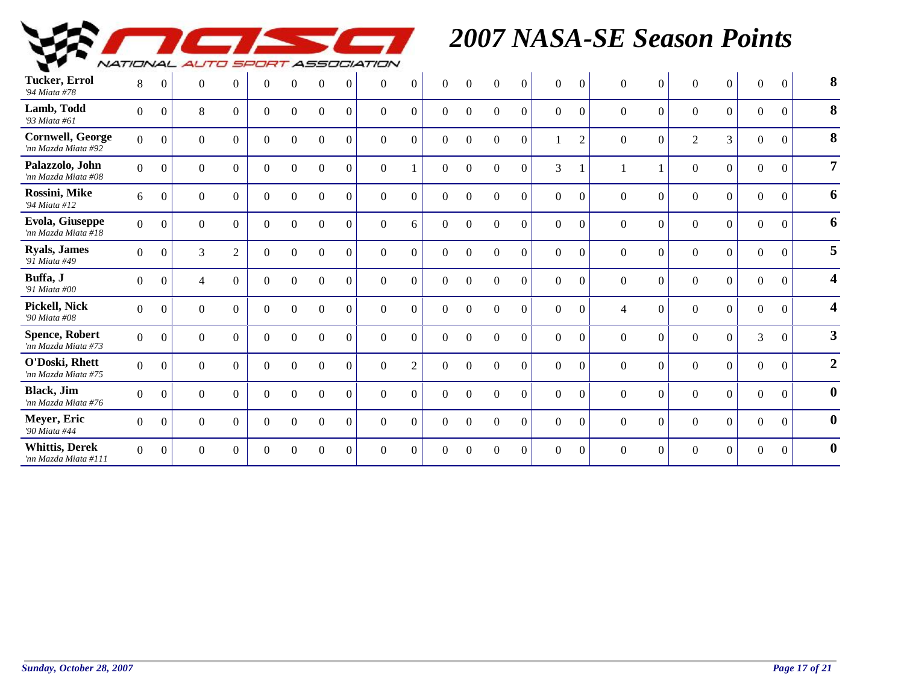# 2007 NASA-SE Season Points

NATIONAL AUTO SPORT ASSOCIATION

| Driver | | | | | | | | | | | | | | | | | | | | | | | Total |
|---|---|---|---|---|---|---|---|---|---|---|---|---|---|---|---|---|---|---|---|---|---|---|---|
| **Tucker, Errol** *'94 Miata #78* | 8 | 0 | 0 | 0 | 0 | 0 | 0 | 0 | 0 | 0 | 0 | 0 | 0 | 0 | 0 | 0 | 0 | 0 | 0 | 0 | 0 | 0 | **8** |
| **Lamb, Todd** *'93 Miata #61* | 0 | 0 | 8 | 0 | 0 | 0 | 0 | 0 | 0 | 0 | 0 | 0 | 0 | 0 | 0 | 0 | 0 | 0 | 0 | 0 | 0 | 0 | **8** |
| **Cornwell, George** *'nn Mazda Miata #92* | 0 | 0 | 0 | 0 | 0 | 0 | 0 | 0 | 0 | 0 | 0 | 0 | 0 | 0 | 1 | 2 | 0 | 0 | 2 | 3 | 0 | 0 | **8** |
| **Palazzolo, John** *'nn Mazda Miata #08* | 0 | 0 | 0 | 0 | 0 | 0 | 0 | 0 | 0 | 1 | 0 | 0 | 0 | 0 | 3 | 1 | 1 | 1 | 0 | 0 | 0 | 0 | **7** |
| **Rossini, Mike** *'94 Miata #12* | 6 | 0 | 0 | 0 | 0 | 0 | 0 | 0 | 0 | 0 | 0 | 0 | 0 | 0 | 0 | 0 | 0 | 0 | 0 | 0 | 0 | 0 | **6** |
| **Evola, Giuseppe** *'nn Mazda Miata #18* | 0 | 0 | 0 | 0 | 0 | 0 | 0 | 0 | 0 | 6 | 0 | 0 | 0 | 0 | 0 | 0 | 0 | 0 | 0 | 0 | 0 | 0 | **6** |
| **Ryals, James** *'91 Miata #49* | 0 | 0 | 3 | 2 | 0 | 0 | 0 | 0 | 0 | 0 | 0 | 0 | 0 | 0 | 0 | 0 | 0 | 0 | 0 | 0 | 0 | 0 | **5** |
| **Buffa, J** *'91 Miata #00* | 0 | 0 | 4 | 0 | 0 | 0 | 0 | 0 | 0 | 0 | 0 | 0 | 0 | 0 | 0 | 0 | 0 | 0 | 0 | 0 | 0 | 0 | **4** |
| **Pickell, Nick** *'90 Miata #08* | 0 | 0 | 0 | 0 | 0 | 0 | 0 | 0 | 0 | 0 | 0 | 0 | 0 | 0 | 0 | 0 | 4 | 0 | 0 | 0 | 0 | 0 | **4** |
| **Spence, Robert** *'nn Mazda Miata #73* | 0 | 0 | 0 | 0 | 0 | 0 | 0 | 0 | 0 | 0 | 0 | 0 | 0 | 0 | 0 | 0 | 0 | 0 | 0 | 0 | 3 | 0 | **3** |
| **O'Doski, Rhett** *'nn Mazda Miata #75* | 0 | 0 | 0 | 0 | 0 | 0 | 0 | 0 | 0 | 2 | 0 | 0 | 0 | 0 | 0 | 0 | 0 | 0 | 0 | 0 | 0 | 0 | **2** |
| **Black, Jim** *'nn Mazda Miata #76* | 0 | 0 | 0 | 0 | 0 | 0 | 0 | 0 | 0 | 0 | 0 | 0 | 0 | 0 | 0 | 0 | 0 | 0 | 0 | 0 | 0 | 0 | **0** |
| **Meyer, Eric** *'90 Miata #44* | 0 | 0 | 0 | 0 | 0 | 0 | 0 | 0 | 0 | 0 | 0 | 0 | 0 | 0 | 0 | 0 | 0 | 0 | 0 | 0 | 0 | 0 | **0** |
| **Whittis, Derek** *'nn Mazda Miata #111* | 0 | 0 | 0 | 0 | 0 | 0 | 0 | 0 | 0 | 0 | 0 | 0 | 0 | 0 | 0 | 0 | 0 | 0 | 0 | 0 | 0 | 0 | **0** |

*Sunday, October 28, 2007*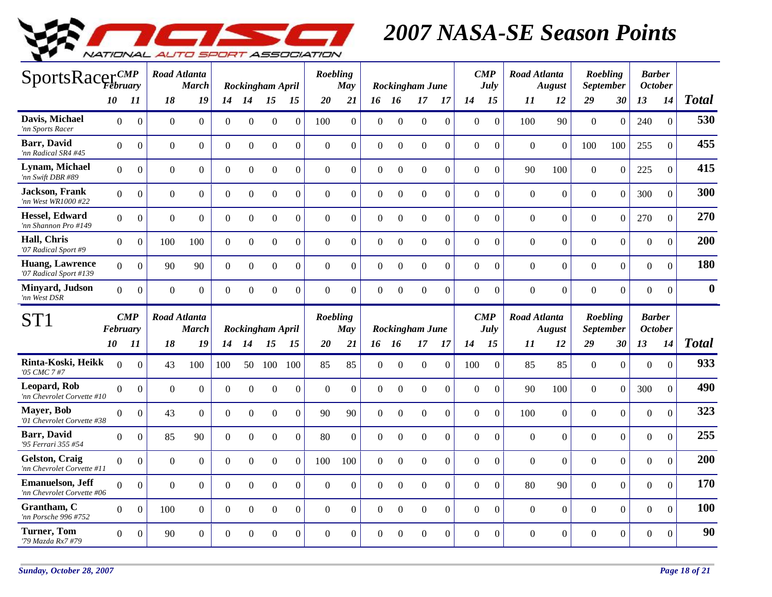# 2007 NASA-SE Season Points

| SportsRacer | CMP February | | Road Atlanta March | | Rockingham April | | | | Roebling May | | Rockingham June | | | | CMP July | | Road Atlanta August | | Roebling September | | Barber October | | |
|---|---|---|---|---|---|---|---|---|---|---|---|---|---|---|---|---|---|---|---|---|---|---|---|
| | 10 | 11 | 18 | 19 | 14 | 14 | 15 | 15 | 20 | 21 | 16 | 16 | 17 | 17 | 14 | 15 | 11 | 12 | 29 | 30 | 13 | 14 | Total |
| **Davis, Michael** *'nn Sports Racer* | 0 | 0 | 0 | 0 | 0 | 0 | 0 | 0 | 100 | 0 | 0 | 0 | 0 | 0 | 0 | 0 | 100 | 90 | 0 | 0 | 240 | 0 | **530** |
| **Barr, David** *'nn Radical SR4 #45* | 0 | 0 | 0 | 0 | 0 | 0 | 0 | 0 | 0 | 0 | 0 | 0 | 0 | 0 | 0 | 0 | 0 | 0 | 100 | 100 | 255 | 0 | **455** |
| **Lynam, Michael** *'nn Swift DBR #89* | 0 | 0 | 0 | 0 | 0 | 0 | 0 | 0 | 0 | 0 | 0 | 0 | 0 | 0 | 0 | 0 | 90 | 100 | 0 | 0 | 225 | 0 | **415** |
| **Jackson, Frank** *'nn West WR1000 #22* | 0 | 0 | 0 | 0 | 0 | 0 | 0 | 0 | 0 | 0 | 0 | 0 | 0 | 0 | 0 | 0 | 0 | 0 | 0 | 0 | 300 | 0 | **300** |
| **Hessel, Edward** *'nn Shannon Pro #149* | 0 | 0 | 0 | 0 | 0 | 0 | 0 | 0 | 0 | 0 | 0 | 0 | 0 | 0 | 0 | 0 | 0 | 0 | 0 | 0 | 270 | 0 | **270** |
| **Hall, Chris** *'07 Radical Sport #9* | 0 | 0 | 100 | 100 | 0 | 0 | 0 | 0 | 0 | 0 | 0 | 0 | 0 | 0 | 0 | 0 | 0 | 0 | 0 | 0 | 0 | 0 | **200** |
| **Huang, Lawrence** *'07 Radical Sport #139* | 0 | 0 | 90 | 90 | 0 | 0 | 0 | 0 | 0 | 0 | 0 | 0 | 0 | 0 | 0 | 0 | 0 | 0 | 0 | 0 | 0 | 0 | **180** |
| **Minyard, Judson** *'nn West DSR* | 0 | 0 | 0 | 0 | 0 | 0 | 0 | 0 | 0 | 0 | 0 | 0 | 0 | 0 | 0 | 0 | 0 | 0 | 0 | 0 | 0 | 0 | **0** |

| ST1 | CMP February | | Road Atlanta March | | Rockingham April | | | | Roebling May | | Rockingham June | | | | CMP July | | Road Atlanta August | | Roebling September | | Barber October | | |
|---|---|---|---|---|---|---|---|---|---|---|---|---|---|---|---|---|---|---|---|---|---|---|---|
| | 10 | 11 | 18 | 19 | 14 | 14 | 15 | 15 | 20 | 21 | 16 | 16 | 17 | 17 | 14 | 15 | 11 | 12 | 29 | 30 | 13 | 14 | Total |
| **Rinta-Koski, Heikk** *'05 CMC 7 #7* | 0 | 0 | 43 | 100 | 100 | 50 | 100 | 100 | 85 | 85 | 0 | 0 | 0 | 0 | 100 | 0 | 85 | 85 | 0 | 0 | 0 | 0 | **933** |
| **Leopard, Rob** *'nn Chevrolet Corvette #10* | 0 | 0 | 0 | 0 | 0 | 0 | 0 | 0 | 0 | 0 | 0 | 0 | 0 | 0 | 0 | 0 | 90 | 100 | 0 | 0 | 300 | 0 | **490** |
| **Mayer, Bob** *'01 Chevrolet Corvette #38* | 0 | 0 | 43 | 0 | 0 | 0 | 0 | 0 | 90 | 90 | 0 | 0 | 0 | 0 | 0 | 0 | 100 | 0 | 0 | 0 | 0 | 0 | **323** |
| **Barr, David** *'95 Ferrari 355 #54* | 0 | 0 | 85 | 90 | 0 | 0 | 0 | 0 | 80 | 0 | 0 | 0 | 0 | 0 | 0 | 0 | 0 | 0 | 0 | 0 | 0 | 0 | **255** |
| **Gelston, Craig** *'nn Chevrolet Corvette #11* | 0 | 0 | 0 | 0 | 0 | 0 | 0 | 0 | 100 | 100 | 0 | 0 | 0 | 0 | 0 | 0 | 0 | 0 | 0 | 0 | 0 | 0 | **200** |
| **Emanuelson, Jeff** *'nn Chevrolet Corvette #06* | 0 | 0 | 0 | 0 | 0 | 0 | 0 | 0 | 0 | 0 | 0 | 0 | 0 | 0 | 0 | 0 | 80 | 90 | 0 | 0 | 0 | 0 | **170** |
| **Grantham, C** *'nn Porsche 996 #752* | 0 | 0 | 100 | 0 | 0 | 0 | 0 | 0 | 0 | 0 | 0 | 0 | 0 | 0 | 0 | 0 | 0 | 0 | 0 | 0 | 0 | 0 | **100** |
| **Turner, Tom** *'79 Mazda Rx7 #79* | 0 | 0 | 90 | 0 | 0 | 0 | 0 | 0 | 0 | 0 | 0 | 0 | 0 | 0 | 0 | 0 | 0 | 0 | 0 | 0 | 0 | 0 | **90** |

*Sunday, October 28, 2007*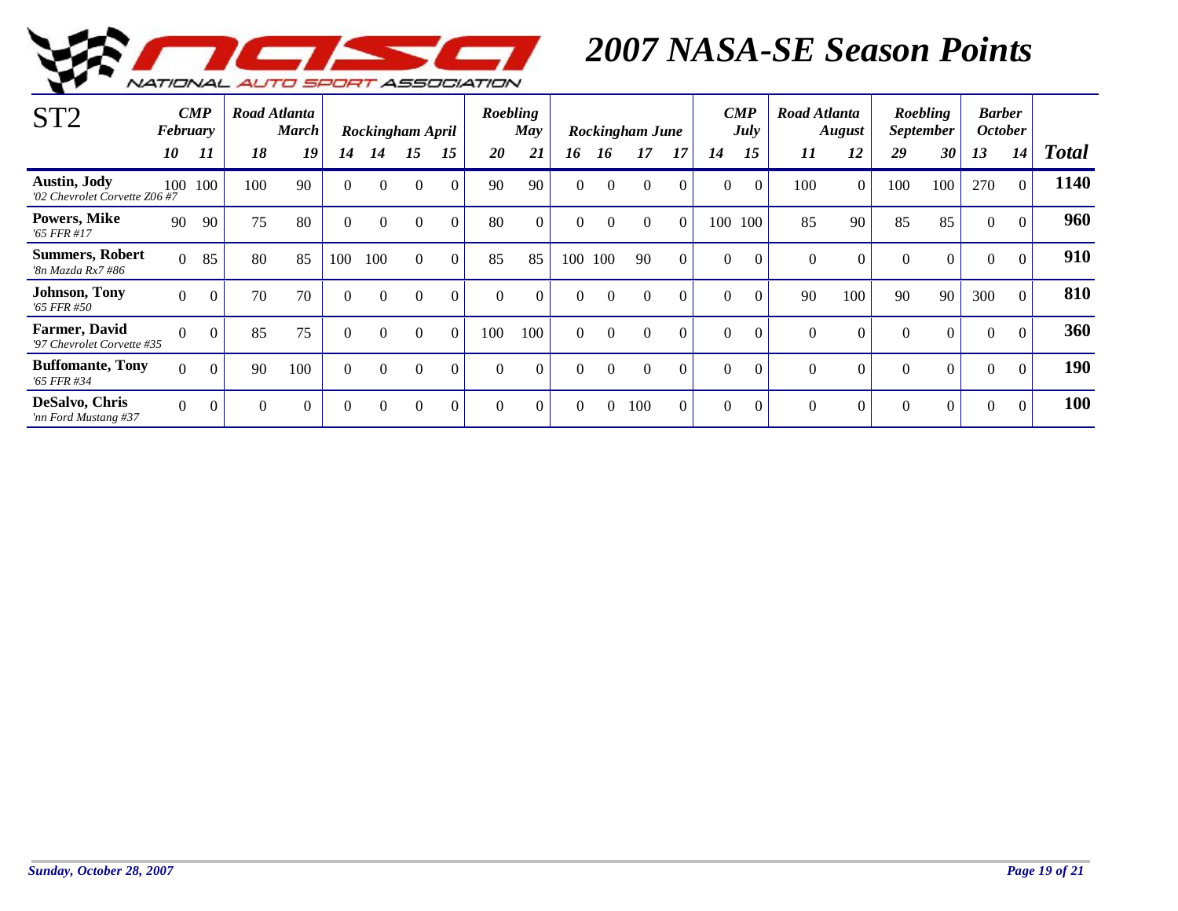# 2007 NASA-SE Season Points

| ST2 | CMP February | | Road Atlanta March | | Rockingham April | | | | Roebling May | | Rockingham June | | | | CMP July | | Road Atlanta August | | Roebling September | | Barber October | | |
|---|---|---|---|---|---|---|---|---|---|---|---|---|---|---|---|---|---|---|---|---|---|---|---|
| | 10 | 11 | 18 | 19 | 14 | 14 | 15 | 15 | 20 | 21 | 16 | 16 | 17 | 17 | 14 | 15 | 11 | 12 | 29 | 30 | 13 | 14 | **Total** |
| **Austin, Jody** *'02 Chevrolet Corvette Z06 #7* | 100 | 100 | 100 | 90 | 0 | 0 | 0 | 0 | 90 | 90 | 0 | 0 | 0 | 0 | 0 | 0 | 100 | 0 | 100 | 100 | 270 | 0 | **1140** |
| **Powers, Mike** *'65 FFR #17* | 90 | 90 | 75 | 80 | 0 | 0 | 0 | 0 | 80 | 0 | 0 | 0 | 0 | 0 | 100 | 100 | 85 | 90 | 85 | 85 | 0 | 0 | **960** |
| **Summers, Robert** *'8n Mazda Rx7 #86* | 0 | 85 | 80 | 85 | 100 | 100 | 0 | 0 | 85 | 85 | 100 | 100 | 90 | 0 | 0 | 0 | 0 | 0 | 0 | 0 | 0 | 0 | **910** |
| **Johnson, Tony** *'65 FFR #50* | 0 | 0 | 70 | 70 | 0 | 0 | 0 | 0 | 0 | 0 | 0 | 0 | 0 | 0 | 0 | 0 | 90 | 100 | 90 | 90 | 300 | 0 | **810** |
| **Farmer, David** *'97 Chevrolet Corvette #35* | 0 | 0 | 85 | 75 | 0 | 0 | 0 | 0 | 100 | 100 | 0 | 0 | 0 | 0 | 0 | 0 | 0 | 0 | 0 | 0 | 0 | 0 | **360** |
| **Buffomante, Tony** *'65 FFR #34* | 0 | 0 | 90 | 100 | 0 | 0 | 0 | 0 | 0 | 0 | 0 | 0 | 0 | 0 | 0 | 0 | 0 | 0 | 0 | 0 | 0 | 0 | **190** |
| **DeSalvo, Chris** *'nn Ford Mustang #37* | 0 | 0 | 0 | 0 | 0 | 0 | 0 | 0 | 0 | 0 | 0 | 0 | 100 | 0 | 0 | 0 | 0 | 0 | 0 | 0 | 0 | 0 | **100** |

*Sunday, October 28, 2007*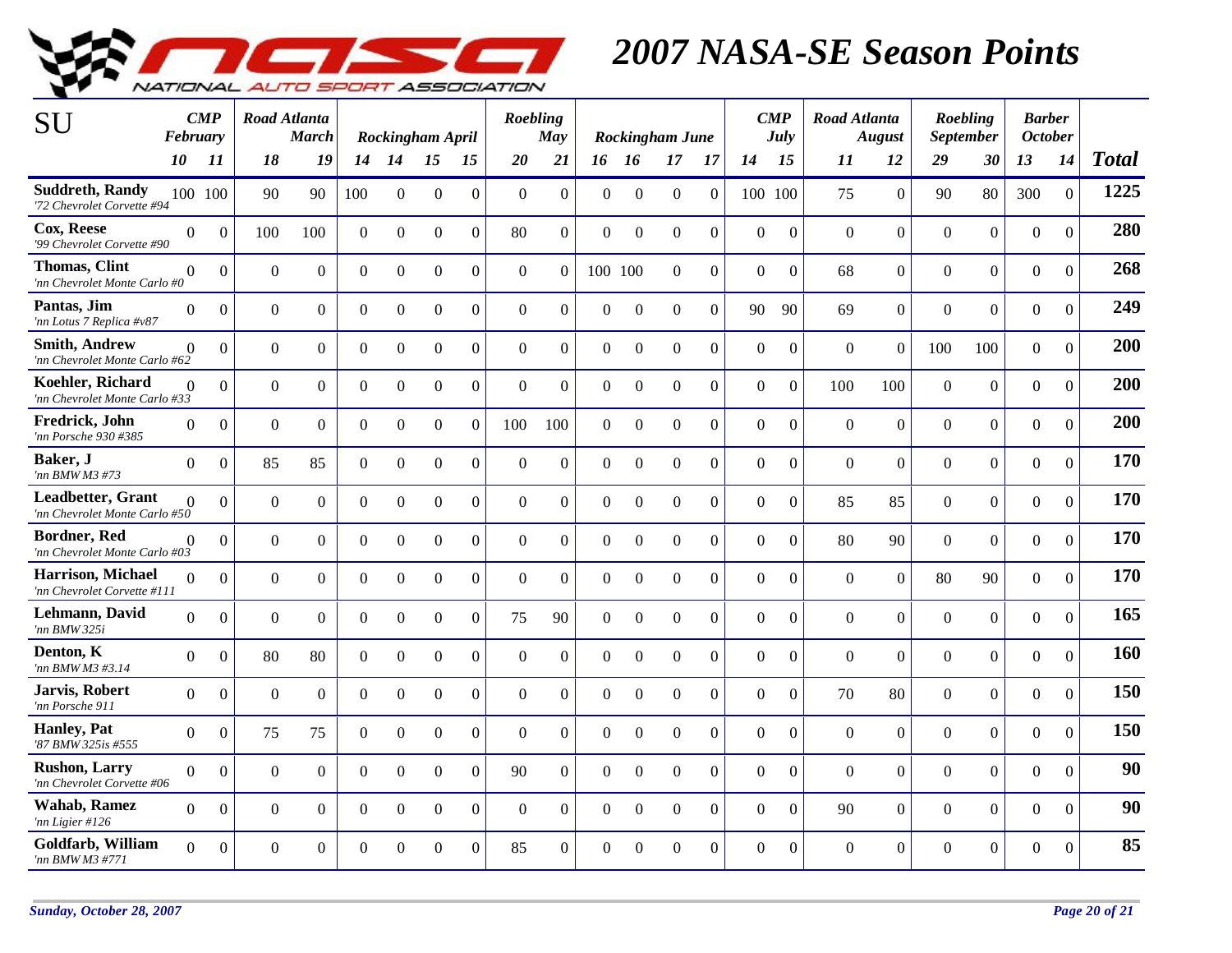# 2007 NASA-SE Season Points

| SU | CMP February | | Road Atlanta March | | Rockingham April | | | | Roebling May | | Rockingham June | | | | CMP July | | Road Atlanta August | | Roebling September | | Barber October | | Total |
|---|---|---|---|---|---|---|---|---|---|---|---|---|---|---|---|---|---|---|---|---|---|---|---|
| | 10 | 11 | 18 | 19 | 14 | 14 | 15 | 15 | 20 | 21 | 16 | 16 | 17 | 17 | 14 | 15 | 11 | 12 | 29 | 30 | 13 | 14 | |
| **Suddreth, Randy** *'72 Chevrolet Corvette #94* | 100 | 100 | 90 | 90 | 100 | 0 | 0 | 0 | 0 | 0 | 0 | 0 | 0 | 0 | 100 | 100 | 75 | 0 | 90 | 80 | 300 | 0 | **1225** |
| **Cox, Reese** *'99 Chevrolet Corvette #90* | 0 | 0 | 100 | 100 | 0 | 0 | 0 | 0 | 80 | 0 | 0 | 0 | 0 | 0 | 0 | 0 | 0 | 0 | 0 | 0 | 0 | 0 | **280** |
| **Thomas, Clint** *'nn Chevrolet Monte Carlo #0* | 0 | 0 | 0 | 0 | 0 | 0 | 0 | 0 | 0 | 0 | 100 | 100 | 0 | 0 | 0 | 0 | 68 | 0 | 0 | 0 | 0 | 0 | **268** |
| **Pantas, Jim** *'nn Lotus 7 Replica #v87* | 0 | 0 | 0 | 0 | 0 | 0 | 0 | 0 | 0 | 0 | 0 | 0 | 0 | 0 | 90 | 90 | 69 | 0 | 0 | 0 | 0 | 0 | **249** |
| **Smith, Andrew** *'nn Chevrolet Monte Carlo #62* | 0 | 0 | 0 | 0 | 0 | 0 | 0 | 0 | 0 | 0 | 0 | 0 | 0 | 0 | 0 | 0 | 0 | 0 | 100 | 100 | 0 | 0 | **200** |
| **Koehler, Richard** *'nn Chevrolet Monte Carlo #33* | 0 | 0 | 0 | 0 | 0 | 0 | 0 | 0 | 0 | 0 | 0 | 0 | 0 | 0 | 0 | 0 | 100 | 100 | 0 | 0 | 0 | 0 | **200** |
| **Fredrick, John** *'nn Porsche 930 #385* | 0 | 0 | 0 | 0 | 0 | 0 | 0 | 0 | 100 | 100 | 0 | 0 | 0 | 0 | 0 | 0 | 0 | 0 | 0 | 0 | 0 | 0 | **200** |
| **Baker, J** *'nn BMW M3 #73* | 0 | 0 | 85 | 85 | 0 | 0 | 0 | 0 | 0 | 0 | 0 | 0 | 0 | 0 | 0 | 0 | 0 | 0 | 0 | 0 | 0 | 0 | **170** |
| **Leadbetter, Grant** *'nn Chevrolet Monte Carlo #50* | 0 | 0 | 0 | 0 | 0 | 0 | 0 | 0 | 0 | 0 | 0 | 0 | 0 | 0 | 0 | 0 | 85 | 85 | 0 | 0 | 0 | 0 | **170** |
| **Bordner, Red** *'nn Chevrolet Monte Carlo #03* | 0 | 0 | 0 | 0 | 0 | 0 | 0 | 0 | 0 | 0 | 0 | 0 | 0 | 0 | 0 | 0 | 80 | 90 | 0 | 0 | 0 | 0 | **170** |
| **Harrison, Michael** *'nn Chevrolet Corvette #111* | 0 | 0 | 0 | 0 | 0 | 0 | 0 | 0 | 0 | 0 | 0 | 0 | 0 | 0 | 0 | 0 | 0 | 0 | 80 | 90 | 0 | 0 | **170** |
| **Lehmann, David** *'nn BMW 325i* | 0 | 0 | 0 | 0 | 0 | 0 | 0 | 0 | 75 | 90 | 0 | 0 | 0 | 0 | 0 | 0 | 0 | 0 | 0 | 0 | 0 | 0 | **165** |
| **Denton, K** *'nn BMW M3 #3.14* | 0 | 0 | 80 | 80 | 0 | 0 | 0 | 0 | 0 | 0 | 0 | 0 | 0 | 0 | 0 | 0 | 0 | 0 | 0 | 0 | 0 | 0 | **160** |
| **Jarvis, Robert** *'nn Porsche 911* | 0 | 0 | 0 | 0 | 0 | 0 | 0 | 0 | 0 | 0 | 0 | 0 | 0 | 0 | 0 | 0 | 70 | 80 | 0 | 0 | 0 | 0 | **150** |
| **Hanley, Pat** *'87 BMW 325is #555* | 0 | 0 | 75 | 75 | 0 | 0 | 0 | 0 | 0 | 0 | 0 | 0 | 0 | 0 | 0 | 0 | 0 | 0 | 0 | 0 | 0 | 0 | **150** |
| **Rushon, Larry** *'nn Chevrolet Corvette #06* | 0 | 0 | 0 | 0 | 0 | 0 | 0 | 0 | 90 | 0 | 0 | 0 | 0 | 0 | 0 | 0 | 0 | 0 | 0 | 0 | 0 | 0 | **90** |
| **Wahab, Ramez** *'nn Ligier #126* | 0 | 0 | 0 | 0 | 0 | 0 | 0 | 0 | 0 | 0 | 0 | 0 | 0 | 0 | 0 | 0 | 90 | 0 | 0 | 0 | 0 | 0 | **90** |
| **Goldfarb, William** *'nn BMW M3 #771* | 0 | 0 | 0 | 0 | 0 | 0 | 0 | 0 | 85 | 0 | 0 | 0 | 0 | 0 | 0 | 0 | 0 | 0 | 0 | 0 | 0 | 0 | **85** |

*Sunday, October 28, 2007*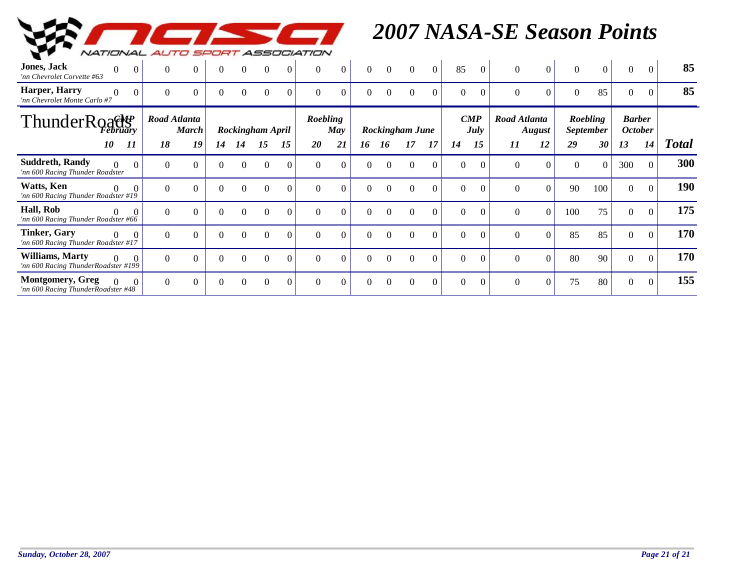# 2007 NASA-SE Season Points

| | | | | | | | | | | | | | | | | | | | | | | | |
|---|---|---|---|---|---|---|---|---|---|---|---|---|---|---|---|---|---|---|---|---|---|---|---|
| **Jones, Jack** *'nn Chevrolet Corvette #63* | 0 | 0 | 0 | 0 | 0 | 0 | 0 | 0 | 0 | 0 | 0 | 0 | 0 | 0 | 85 | 0 | 0 | 0 | 0 | 0 | 0 | 0 | **85** |
| **Harper, Harry** *'nn Chevrolet Monte Carlo #7* | 0 | 0 | 0 | 0 | 0 | 0 | 0 | 0 | 0 | 0 | 0 | 0 | 0 | 0 | 0 | 0 | 0 | 0 | 0 | 85 | 0 | 0 | **85** |

| ThunderRoads | *CMP February* | | *Road Atlanta March* | | *Rockingham April* | | | | *Roebling May* | | *Rockingham June* | | | | *CMP July* | | *Road Atlanta August* | | *Roebling September* | | *Barber October* | | |
|---|---|---|---|---|---|---|---|---|---|---|---|---|---|---|---|---|---|---|---|---|---|---|---|
| | *10* | *11* | *18* | *19* | *14* | *14* | *15* | *15* | *20* | *21* | *16* | *16* | *17* | *17* | *14* | *15* | *11* | *12* | *29* | *30* | *13* | *14* | ***Total*** |
| **Suddreth, Randy** *'nn 600 Racing Thunder Roadster* | 0 | 0 | 0 | 0 | 0 | 0 | 0 | 0 | 0 | 0 | 0 | 0 | 0 | 0 | 0 | 0 | 0 | 0 | 0 | 0 | 300 | 0 | **300** |
| **Watts, Ken** *'nn 600 Racing Thunder Roadster #19* | 0 | 0 | 0 | 0 | 0 | 0 | 0 | 0 | 0 | 0 | 0 | 0 | 0 | 0 | 0 | 0 | 0 | 0 | 90 | 100 | 0 | 0 | **190** |
| **Hall, Rob** *'nn 600 Racing Thunder Roadster #66* | 0 | 0 | 0 | 0 | 0 | 0 | 0 | 0 | 0 | 0 | 0 | 0 | 0 | 0 | 0 | 0 | 0 | 0 | 100 | 75 | 0 | 0 | **175** |
| **Tinker, Gary** *'nn 600 Racing Thunder Roadster #17* | 0 | 0 | 0 | 0 | 0 | 0 | 0 | 0 | 0 | 0 | 0 | 0 | 0 | 0 | 0 | 0 | 0 | 0 | 85 | 85 | 0 | 0 | **170** |
| **Williams, Marty** *'nn 600 Racing ThunderRoadster #199* | 0 | 0 | 0 | 0 | 0 | 0 | 0 | 0 | 0 | 0 | 0 | 0 | 0 | 0 | 0 | 0 | 0 | 0 | 80 | 90 | 0 | 0 | **170** |
| **Montgomery, Greg** *'nn 600 Racing ThunderRoadster #48* | 0 | 0 | 0 | 0 | 0 | 0 | 0 | 0 | 0 | 0 | 0 | 0 | 0 | 0 | 0 | 0 | 0 | 0 | 75 | 80 | 0 | 0 | **155** |

*Sunday, October 28, 2007*